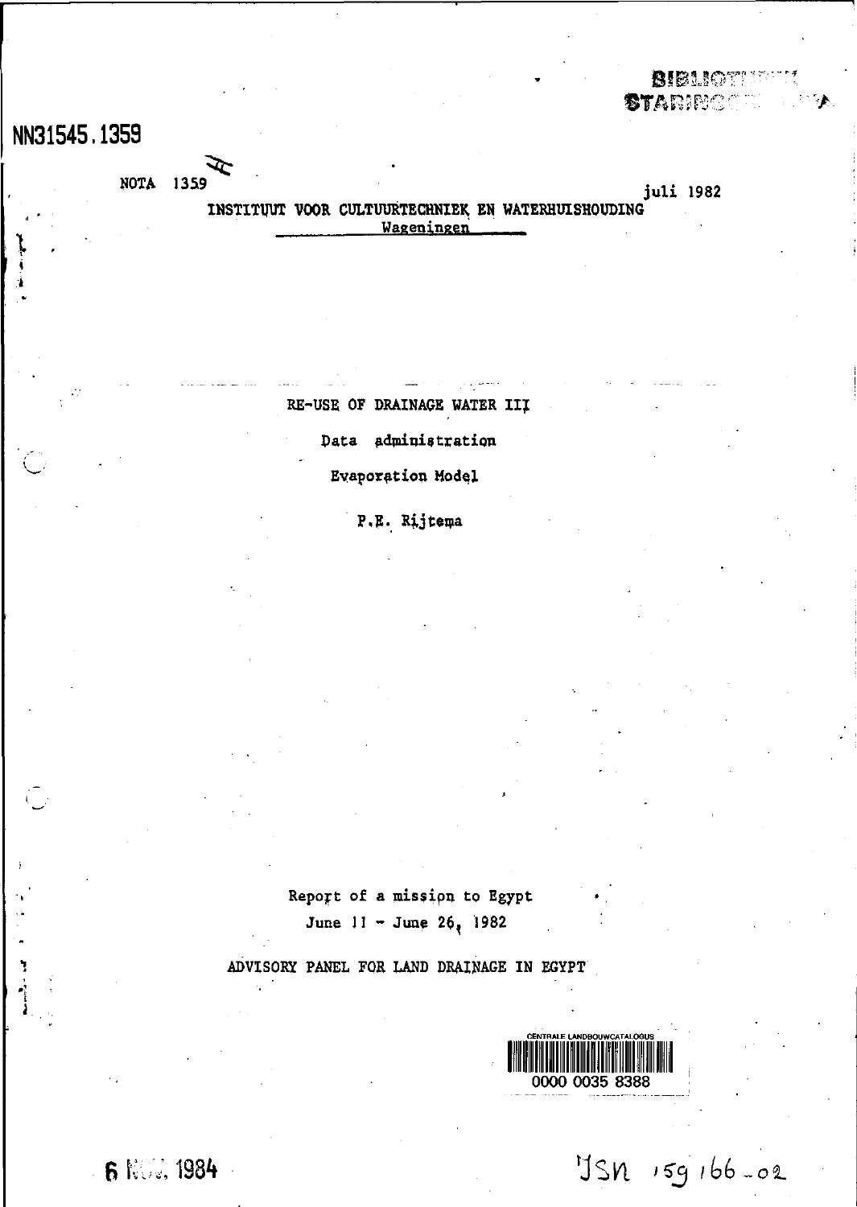NN31545.1359

NOTA 1359

juli 1982

INSTITUUT VOOR CULTUURTECHNIEK EN WATERHUISHOUDING

Wageningen

# RE-USE OF DRAINAGE WATER III

## Data administration

## Evaporation Model

P.E. Rijtema

Report of a mission to Egypt

June 11 - June 26, 1982

ADVISORY PANEL FOR LAND DRAINAGE IN EGYPT

CENTRALE LANDBOUWCATALOGUS

0000 0035 8388

6 NOV. 1984

ISN 159166-02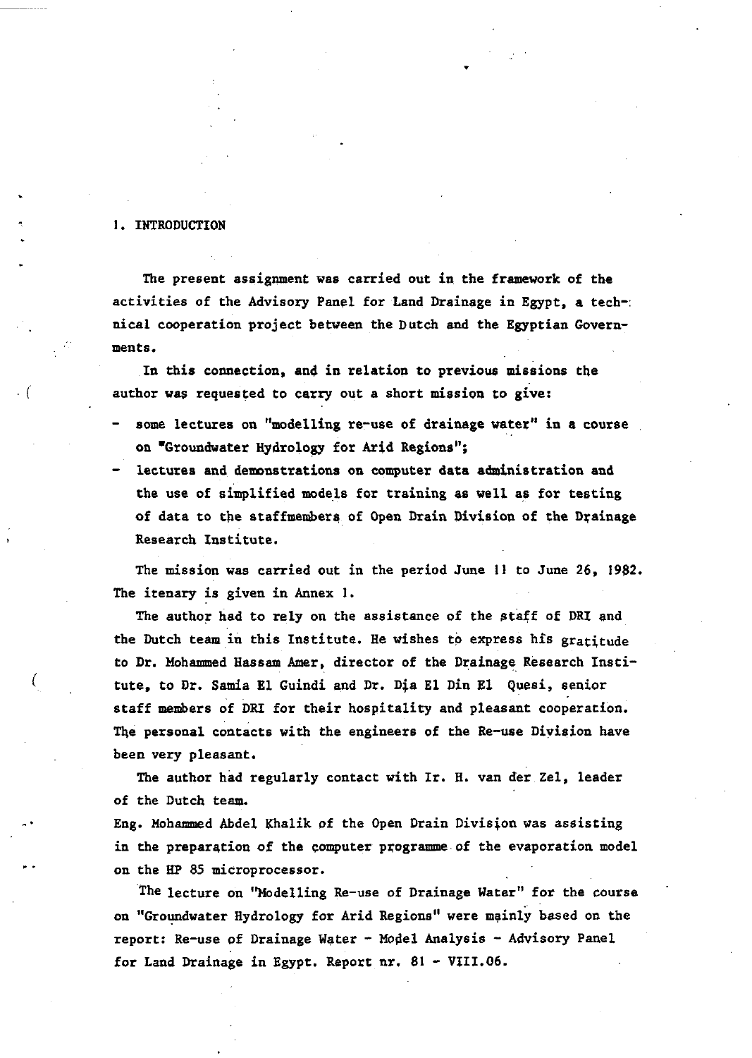## 1. INTRODUCTION

The present assignment was carried out in the framework of the activities of the Advisory Panel for Land Drainage in Egypt, a technical cooperation project between the Dutch and the Egyptian Governments.

In this connection, and in relation to previous missions the author was requested to carry out a short mission to give:

- some lectures on "modelling re-use of drainage water" in a course on "Groundwater Hydrology for Arid Regions";
- lectures and demonstrations on computer data administration and the use of simplified models for training as well as for testing of data to the staffmembers of Open Drain Division of the Drainage Research Institute.

The mission was carried out in the period June 11 to June 26, 1982. The itenary is given in Annex 1.

The author had to rely on the assistance of the staff of DRI and the Dutch team in this Institute. He wishes to express his gratitude to Dr. Mohammed Hassam Amer, director of the Drainage Research Institute, to Dr. Samia El Guindi and Dr. Dia El Din El Quesi, senior staff members of DRI for their hospitality and pleasant cooperation. The personal contacts with the engineers of the Re-use Division have been very pleasant.

The author had regularly contact with Ir. H. van der Zel, leader of the Dutch team.

Eng. Mohammed Abdel Khalik of the Open Drain Division was assisting in the preparation of the computer programme of the evaporation model on the HP 85 microprocessor.

The lecture on "Modelling Re-use of Drainage Water" for the course on "Groundwater Hydrology for Arid Regions" were mainly based on the report: Re-use of Drainage Water - Model Analysis - Advisory Panel for Land Drainage in Egypt. Report nr. 81 - VIII.06.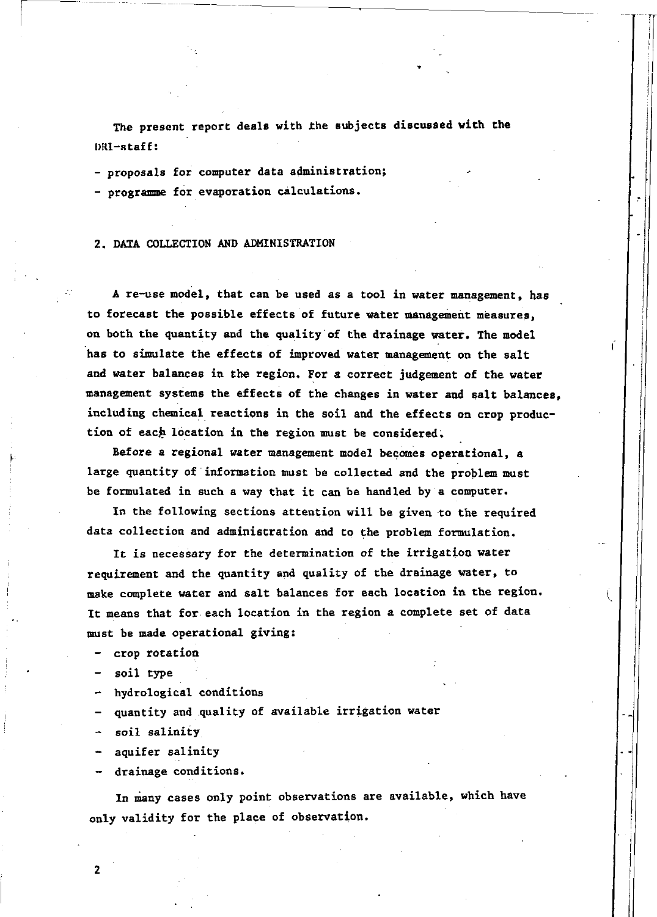The present report deals with the subjects discussed with the DRI-staff:

- proposals for computer data administration;
- programme for evaporation calculations.

## 2. DATA COLLECTION AND ADMINISTRATION

A re-use model, that can be used as a tool in water management, has to forecast the possible effects of future water management measures, on both the quantity and the quality of the drainage water. The model has to simulate the effects of improved water management on the salt and water balances in the region. For a correct judgement of the water management systems the effects of the changes in water and salt balances, including chemical reactions in the soil and the effects on crop production of each location in the region must be considered.

Before a regional water management model becomes operational, a large quantity of information must be collected and the problem must be formulated in such a way that it can be handled by a computer.

In the following sections attention will be given to the required data collection and administration and to the problem formulation.

It is necessary for the determination of the irrigation water requirement and the quantity and quality of the drainage water, to make complete water and salt balances for each location in the region. It means that for each location in the region a complete set of data must be made operational giving:

- crop rotation
- soil type
- hydrological conditions
- quantity and quality of available irrigation water
- soil salinity
- aquifer salinity
- drainage conditions.

In many cases only point observations are available, which have only validity for the place of observation.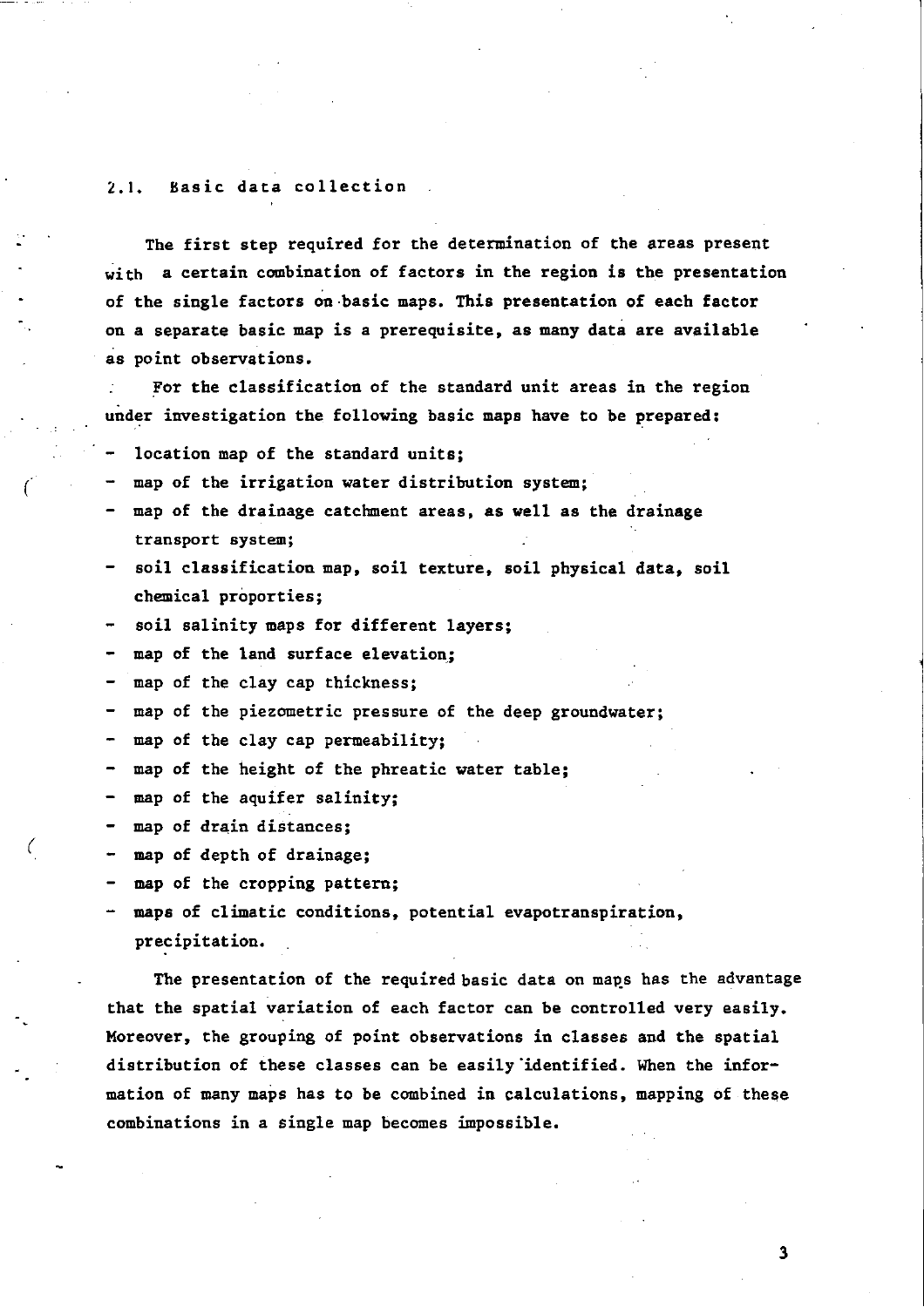## 2.1. Basic data collection

The first step required for the determination of the areas present with a certain combination of factors in the region is the presentation of the single factors on basic maps. This presentation of each factor on a separate basic map is a prerequisite, as many data are available as point observations.

For the classification of the standard unit areas in the region under investigation the following basic maps have to be prepared:

- location map of the standard units;
- map of the irrigation water distribution system;
- map of the drainage catchment areas, as well as the drainage transport system;
- soil classification map, soil texture, soil physical data, soil chemical proporties;
- soil salinity maps for different layers;
- map of the land surface elevation;
- map of the clay cap thickness;
- map of the piezometric pressure of the deep groundwater;
- map of the clay cap permeability;
- map of the height of the phreatic water table;
- map of the aquifer salinity;
- map of drain distances;
- map of depth of drainage;
- map of the cropping pattern;
- maps of climatic conditions, potential evapotranspiration, precipitation.

The presentation of the required basic data on maps has the advantage that the spatial variation of each factor can be controlled very easily. Moreover, the grouping of point observations in classes and the spatial distribution of these classes can be easily identified. When the information of many maps has to be combined in calculations, mapping of these combinations in a single map becomes impossible.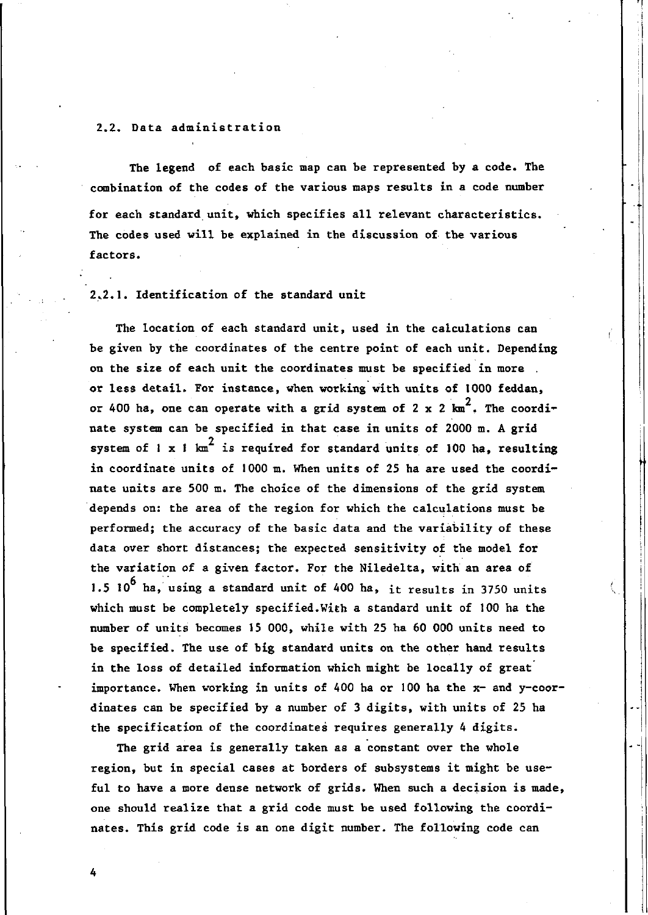## 2.2. Data administration

The legend of each basic map can be represented by a code. The combination of the codes of the various maps results in a code number for each standard unit, which specifies all relevant characteristics. The codes used will be explained in the discussion of the various factors.

### 2.2.1. Identification of the standard unit

The location of each standard unit, used in the calculations can be given by the coordinates of the centre point of each unit. Depending on the size of each unit the coordinates must be specified in more or less detail. For instance, when working with units of 1000 feddan, or 400 ha, one can operate with a grid system of 2 x 2 $km^2$. The coordinate system can be specified in that case in units of 2000 m. A grid system of 1 x 1 $km^2$ is required for standard units of 100 ha, resulting in coordinate units of 1000 m. When units of 25 ha are used the coordinate units are 500 m. The choice of the dimensions of the grid system depends on: the area of the region for which the calculations must be performed; the accuracy of the basic data and the variability of these data over short distances; the expected sensitivity of the model for the variation of a given factor. For the Niledelta, with an area of 1.5 $10^6$ ha, using a standard unit of 400 ha, it results in 3750 units which must be completely specified. With a standard unit of 100 ha the number of units becomes 15 000, while with 25 ha 60 000 units need to be specified. The use of big standard units on the other hand results in the loss of detailed information which might be locally of great importance. When working in units of 400 ha or 100 ha the x- and y-coordinates can be specified by a number of 3 digits, with units of 25 ha the specification of the coordinates requires generally 4 digits.

The grid area is generally taken as a constant over the whole region, but in special cases at borders of subsystems it might be useful to have a more dense network of grids. When such a decision is made, one should realize that a grid code must be used following the coordinates. This grid code is an one digit number. The following code can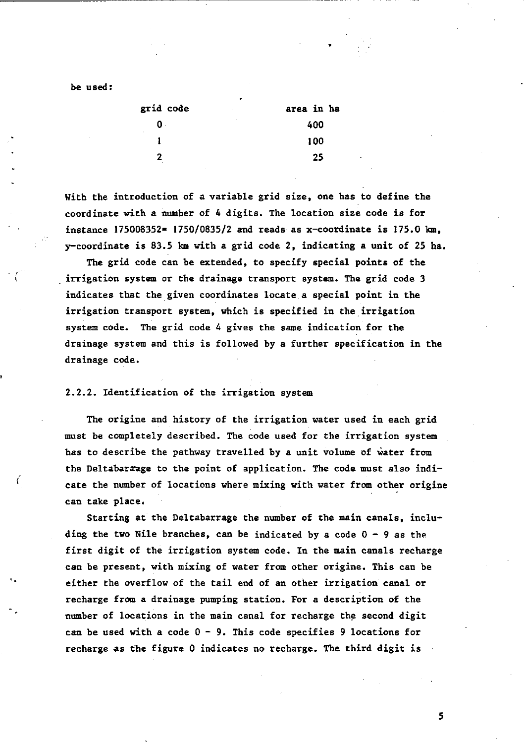be used:

| grid code | area in ha |
|---|---|
| 0 | 400 |
| 1 | 100 |
| 2 | 25 |

With the introduction of a variable grid size, one has to define the coordinate with a number of 4 digits. The location size code is for instance 175008352= 1750/0835/2 and reads as x-coordinate is 175.0 km, y-coordinate is 83.5 km with a grid code 2, indicating a unit of 25 ha.

The grid code can be extended, to specify special points of the irrigation system or the drainage transport system. The grid code 3 indicates that the given coordinates locate a special point in the irrigation transport system, which is specified in the irrigation system code. The grid code 4 gives the same indication for the drainage system and this is followed by a further specification in the drainage code.

### 2.2.2. Identification of the irrigation system

The origine and history of the irrigation water used in each grid must be completely described. The code used for the irrigation system has to describe the pathway travelled by a unit volume of water from the Deltabarrage to the point of application. The code must also indicate the number of locations where mixing with water from other origine can take place.

Starting at the Deltabarrage the number of the main canals, including the two Nile branches, can be indicated by a code 0 - 9 as the first digit of the irrigation system code. In the main canals recharge can be present, with mixing of water from other origine. This can be either the overflow of the tail end of an other irrigation canal or recharge from a drainage pumping station. For a description of the number of locations in the main canal for recharge the second digit can be used with a code 0 - 9. This code specifies 9 locations for recharge as the figure 0 indicates no recharge. The third digit is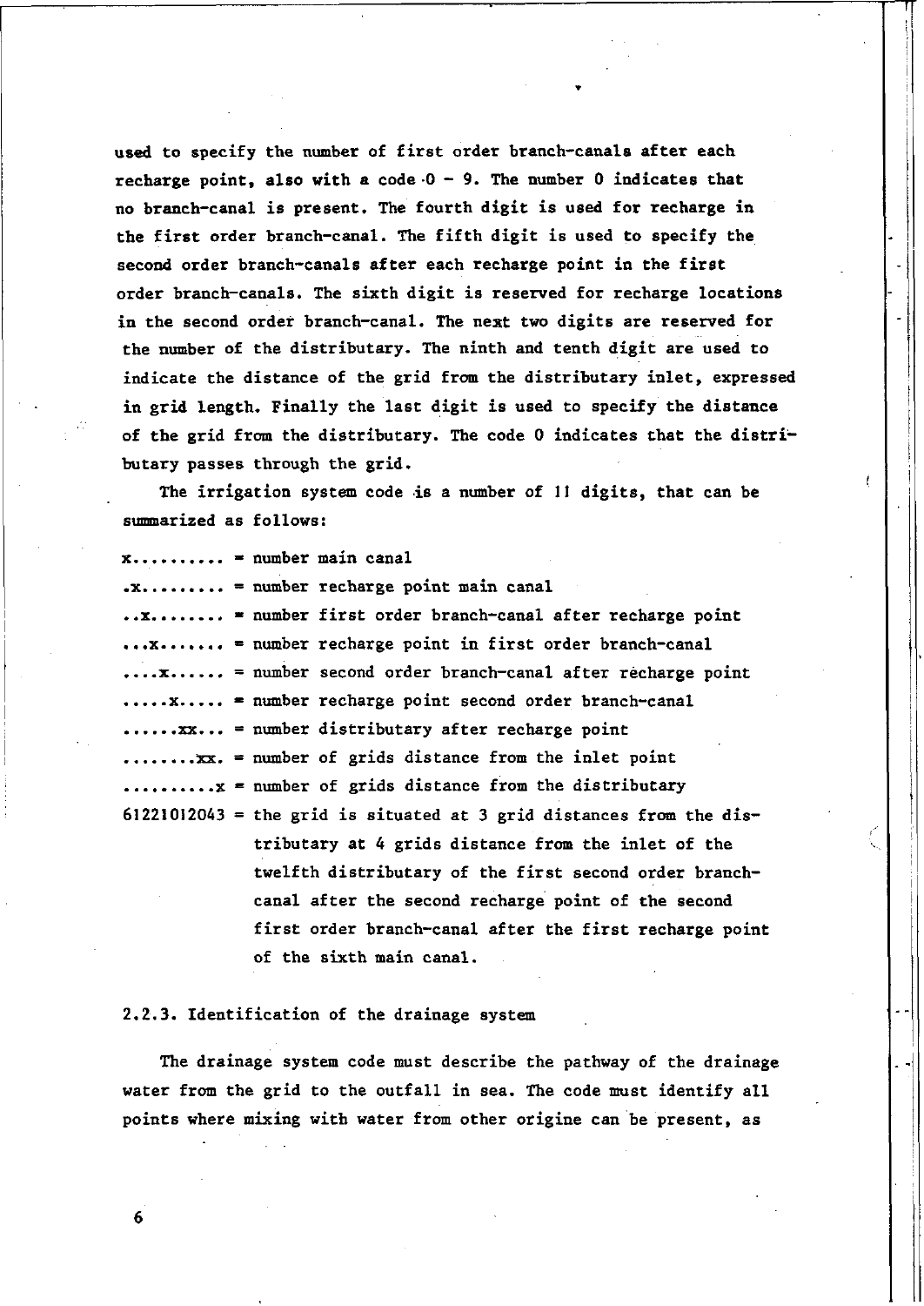used to specify the number of first order branch-canals after each recharge point, also with a code 0 - 9. The number 0 indicates that no branch-canal is present. The fourth digit is used for recharge in the first order branch-canal. The fifth digit is used to specify the second order branch-canals after each recharge point in the first order branch-canals. The sixth digit is reserved for recharge locations in the second order branch-canal. The next two digits are reserved for the number of the distributary. The ninth and tenth digit are used to indicate the distance of the grid from the distributary inlet, expressed in grid length. Finally the last digit is used to specify the distance of the grid from the distributary. The code 0 indicates that the distributary passes through the grid.

The irrigation system code is a number of 11 digits, that can be summarized as follows:

```
x.......... = number main canal
.x......... = number recharge point main canal
..x........ = number first order branch-canal after recharge point
...x....... = number recharge point in first order branch-canal
....x...... = number second order branch-canal after recharge point
.....x..... = number recharge point second order branch-canal
......xx... = number distributary after recharge point
........xx. = number of grids distance from the inlet point
..........x = number of grids distance from the distributary
61221012043 = the grid is situated at 3 grid distances from the dis-
              tributary at 4 grids distance from the inlet of the
              twelfth distributary of the first second order branch-
              canal after the second recharge point of the second
              first order branch-canal after the first recharge point
              of the sixth main canal.
```

### 2.2.3. Identification of the drainage system

The drainage system code must describe the pathway of the drainage water from the grid to the outfall in sea. The code must identify all points where mixing with water from other origine can be present, as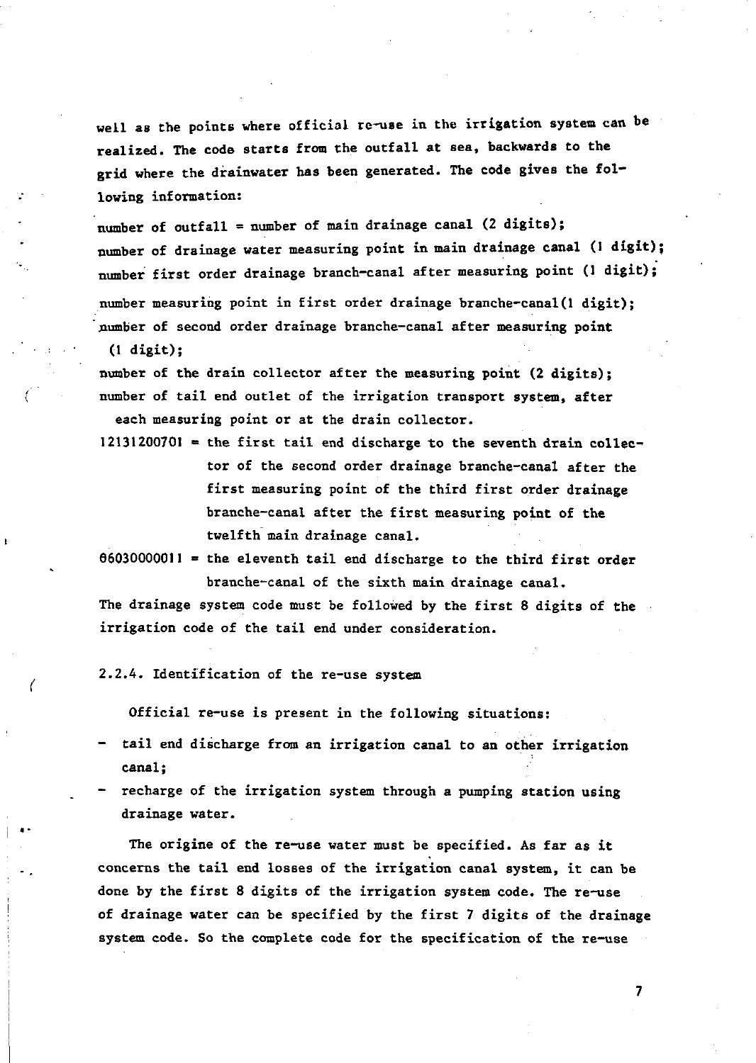well as the points where official re-use in the irrigation system can be realized. The code starts from the outfall at sea, backwards to the grid where the drainwater has been generated. The code gives the following information:

number of outfall = number of main drainage canal (2 digits);
number of drainage water measuring point in main drainage canal (1 digit);
number first order drainage branch-canal after measuring point (1 digit);
number measuring point in first order drainage branche-canal(1 digit);
number of second order drainage branche-canal after measuring point (1 digit);
number of the drain collector after the measuring point (2 digits);
number of tail end outlet of the irrigation transport system, after each measuring point or at the drain collector.

12131200701 = the first tail end discharge to the seventh drain collector of the second order drainage branche-canal after the first measuring point of the third first order drainage branche-canal after the first measuring point of the twelfth main drainage canal.

06030000011 = the eleventh tail end discharge to the third first order branche-canal of the sixth main drainage canal.

The drainage system code must be followed by the first 8 digits of the irrigation code of the tail end under consideration.

### 2.2.4. Identification of the re-use system

Official re-use is present in the following situations:

- tail end discharge from an irrigation canal to an other irrigation canal;
- recharge of the irrigation system through a pumping station using drainage water.

The origine of the re-use water must be specified. As far as it concerns the tail end losses of the irrigation canal system, it can be done by the first 8 digits of the irrigation system code. The re-use of drainage water can be specified by the first 7 digits of the drainage system code. So the complete code for the specification of the re-use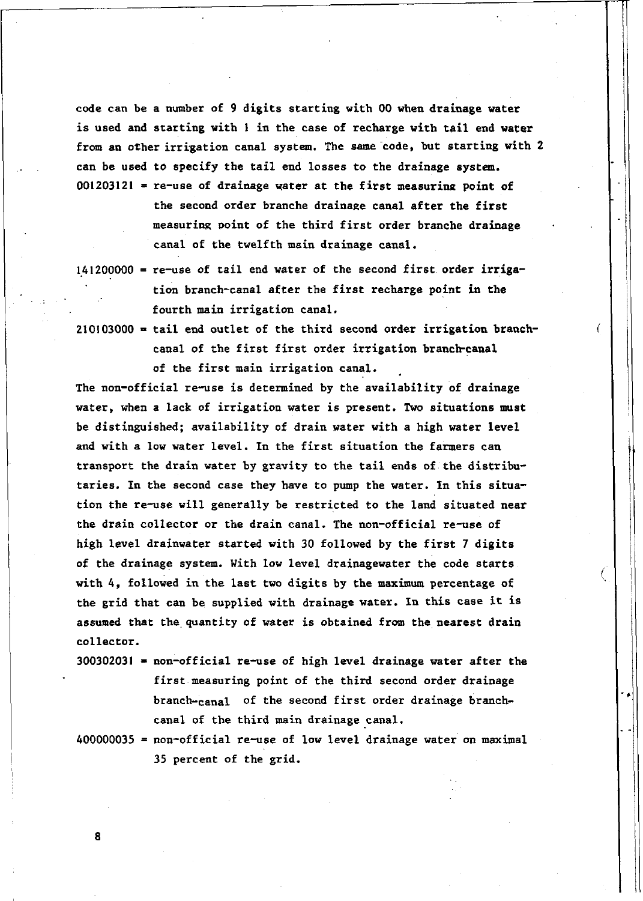code can be a number of 9 digits starting with 00 when drainage water is used and starting with 1 in the case of recharge with tail end water from an other irrigation canal system. The same code, but starting with 2 can be used to specify the tail end losses to the drainage system.

001203121 = re-use of drainage water at the first measuring point of the second order branche drainage canal after the first measuring point of the third first order branche drainage canal of the twelfth main drainage canal.

141200000 = re-use of tail end water of the second first order irrigation branch-canal after the first recharge point in the fourth main irrigation canal.

210103000 = tail end outlet of the third second order irrigation branch-canal of the first first order irrigation branch-canal of the first main irrigation canal.

The non-official re-use is determined by the availability of drainage water, when a lack of irrigation water is present. Two situations must be distinguished; availability of drain water with a high water level and with a low water level. In the first situation the farmers can transport the drain water by gravity to the tail ends of the distributaries. In the second case they have to pump the water. In this situation the re-use will generally be restricted to the land situated near the drain collector or the drain canal. The non-official re-use of high level drainwater started with 30 followed by the first 7 digits of the drainage system. With low level drainagewater the code starts with 4, followed in the last two digits by the maximum percentage of the grid that can be supplied with drainage water. In this case it is assumed that the quantity of water is obtained from the nearest drain collector.

300302031 = non-official re-use of high level drainage water after the first measuring point of the third second order drainage branch-canal of the second first order drainage branch-canal of the third main drainage canal.

400000035 = non-official re-use of low level drainage water on maximal 35 percent of the grid.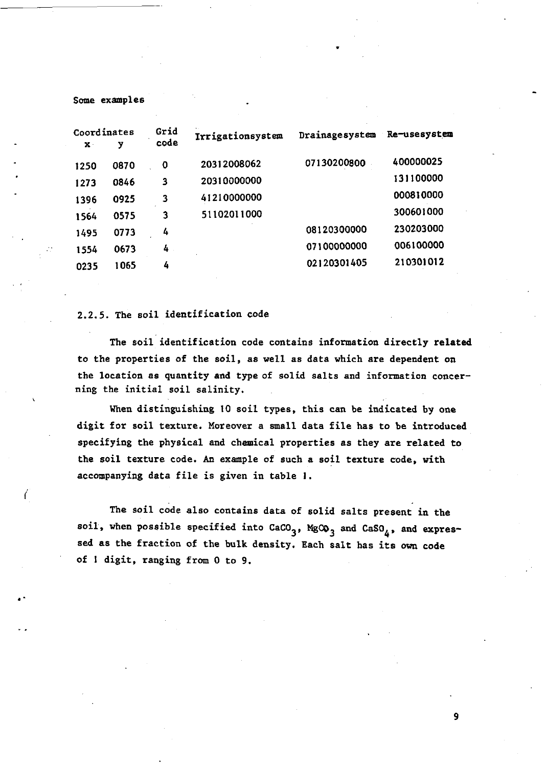Some examples

| Coordinates | | Grid code | Irrigationsystem | Drainagesystem | Re-usesystem |
|---|---|---|---|---|---|
| x | y | | | | |
| 1250 | 0870 | 0 | 20312008062 | 07130200800 | 400000025 |
| 1273 | 0846 | 3 | 20310000000 | | 131100000 |
| 1396 | 0925 | 3 | 41210000000 | | 000810000 |
| 1564 | 0575 | 3 | 51102011000 | | 300601000 |
| 1495 | 0773 | 4 | | 08120300000 | 230203000 |
| 1554 | 0673 | 4 | | 07100000000 | 006100000 |
| 0235 | 1065 | 4 | | 02120301405 | 210301012 |

### 2.2.5. The soil identification code

The soil identification code contains information directly related to the properties of the soil, as well as data which are dependent on the location as quantity and type of solid salts and information concerning the initial soil salinity.

When distinguishing 10 soil types, this can be indicated by one digit for soil texture. Moreover a small data file has to be introduced specifying the physical and chemical properties as they are related to the soil texture code. An example of such a soil texture code, with accompanying data file is given in table 1.

The soil code also contains data of solid salts present in the soil, when possible specified into $CaCO_3$, $MgCO_3$ and $CaSO_4$, and expressed as the fraction of the bulk density. Each salt has its own code of 1 digit, ranging from 0 to 9.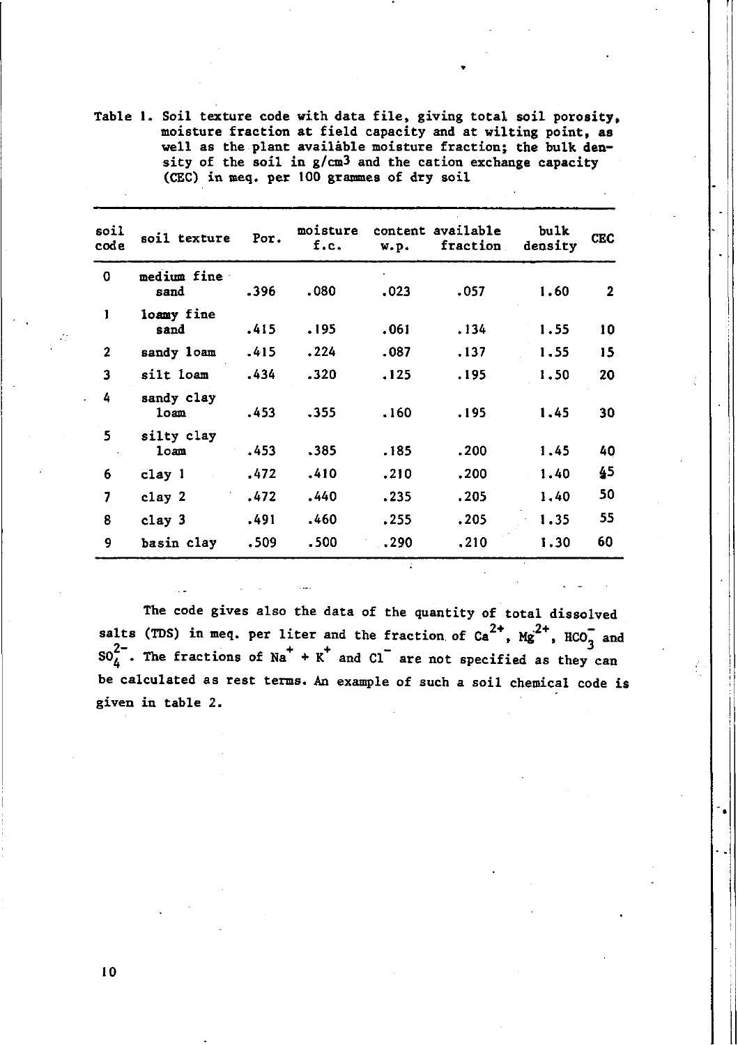Table 1. Soil texture code with data file, giving total soil porosity, moisture fraction at field capacity and at wilting point, as well as the plant available moisture fraction; the bulk density of the soil in g/cm$^3$ and the cation exchange capacity (CEC) in meq. per 100 grammes of dry soil

| soil code | soil texture | Por. | moisture content f.c. | w.p. | available fraction | bulk density | CEC |
|---|---|---|---|---|---|---|---|
| 0 | medium fine sand | .396 | .080 | .023 | .057 | 1.60 | 2 |
| 1 | loamy fine sand | .415 | .195 | .061 | .134 | 1.55 | 10 |
| 2 | sandy loam | .415 | .224 | .087 | .137 | 1.55 | 15 |
| 3 | silt loam | .434 | .320 | .125 | .195 | 1.50 | 20 |
| 4 | sandy clay loam | .453 | .355 | .160 | .195 | 1.45 | 30 |
| 5 | silty clay loam | .453 | .385 | .185 | .200 | 1.45 | 40 |
| 6 | clay 1 | .472 | .410 | .210 | .200 | 1.40 | 45 |
| 7 | clay 2 | .472 | .440 | .235 | .205 | 1.40 | 50 |
| 8 | clay 3 | .491 | .460 | .255 | .205 | 1.35 | 55 |
| 9 | basin clay | .509 | .500 | .290 | .210 | 1.30 | 60 |

The code gives also the data of the quantity of total dissolved salts (TDS) in meq. per liter and the fraction of $Ca^{2+}$, $Mg^{2+}$, $HCO_3^-$ and $SO_4^{2-}$. The fractions of $Na^+ + K^+$ and $Cl^-$ are not specified as they can be calculated as rest terms. An example of such a soil chemical code is given in table 2.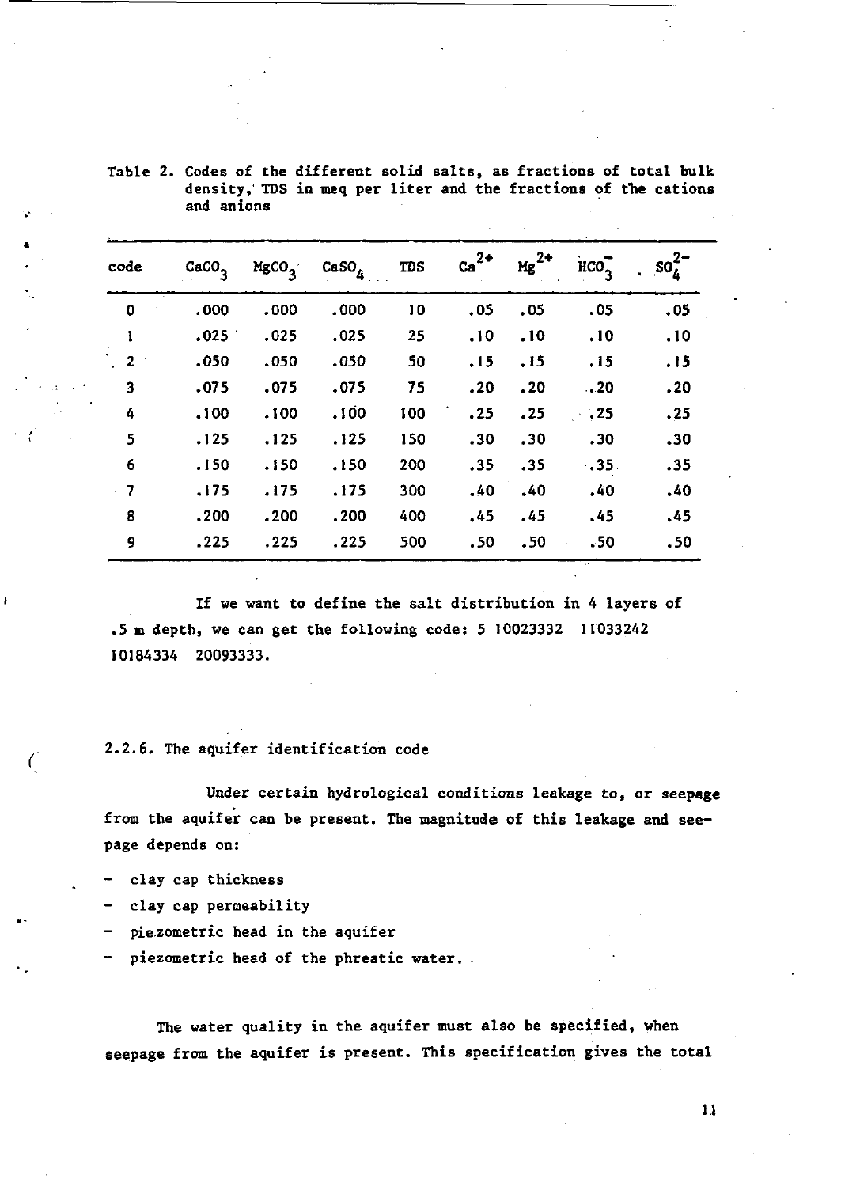Table 2. Codes of the different solid salts, as fractions of total bulk density, TDS in meq per liter and the fractions of the cations and anions

| code | $CaCO_3$ | $MgCO_3$ | $CaSO_4$ | TDS | $Ca^{2+}$ | $Mg^{2+}$ | $HCO_3^-$ | $SO_4^{2-}$ |
|---|---|---|---|---|---|---|---|---|
| 0 | .000 | .000 | .000 | 10 | .05 | .05 | .05 | .05 |
| 1 | .025 | .025 | .025 | 25 | .10 | .10 | .10 | .10 |
| 2 | .050 | .050 | .050 | 50 | .15 | .15 | .15 | .15 |
| 3 | .075 | .075 | .075 | 75 | .20 | .20 | .20 | .20 |
| 4 | .100 | .100 | .100 | 100 | .25 | .25 | .25 | .25 |
| 5 | .125 | .125 | .125 | 150 | .30 | .30 | .30 | .30 |
| 6 | .150 | .150 | .150 | 200 | .35 | .35 | .35 | .35 |
| 7 | .175 | .175 | .175 | 300 | .40 | .40 | .40 | .40 |
| 8 | .200 | .200 | .200 | 400 | .45 | .45 | .45 | .45 |
| 9 | .225 | .225 | .225 | 500 | .50 | .50 | .50 | .50 |

If we want to define the salt distribution in 4 layers of .5 m depth, we can get the following code: 5 10023332 11033242 10184334 20093333.

### 2.2.6. The aquifer identification code

Under certain hydrological conditions leakage to, or seepage from the aquifer can be present. The magnitude of this leakage and seepage depends on:

- clay cap thickness
- clay cap permeability
- piezometric head in the aquifer
- piezometric head of the phreatic water.

The water quality in the aquifer must also be specified, when seepage from the aquifer is present. This specification gives the total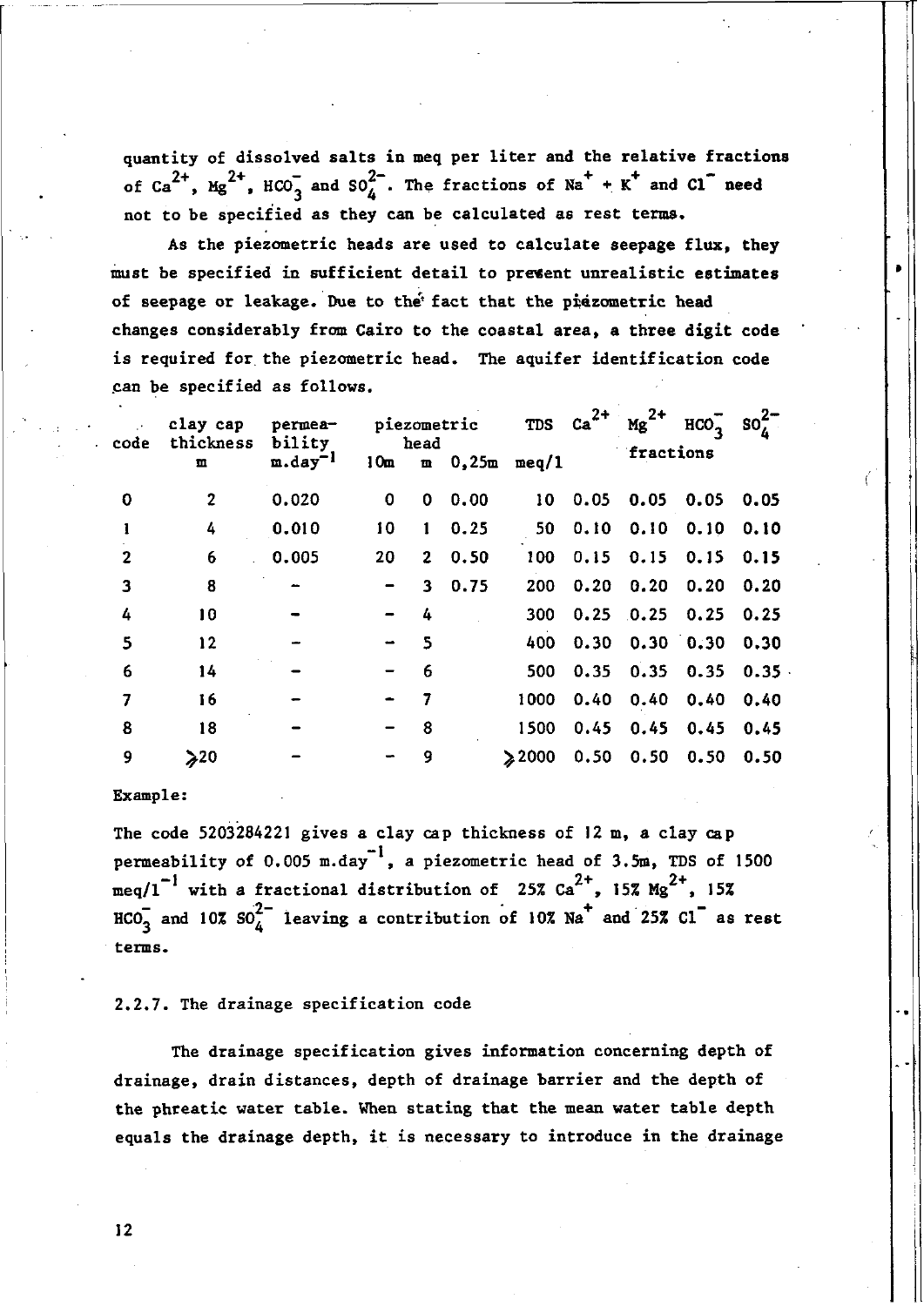quantity of dissolved salts in meq per liter and the relative fractions of $Ca^{2+}$, $Mg^{2+}$, $HCO_3^-$ and $SO_4^{2-}$. The fractions of $Na^+ + K^+$ and $Cl^-$ need not to be specified as they can be calculated as rest terms.

As the piezometric heads are used to calculate seepage flux, they must be specified in sufficient detail to prevent unrealistic estimates of seepage or leakage. Due to the fact that the piezometric head changes considerably from Cairo to the coastal area, a three digit code is required for the piezometric head. The aquifer identification code can be specified as follows.

| code | clay cap thickness m | permea- bility $m.day^{-1}$ | piezometric head 10m | | | TDS meq/l | $Ca^{2+}$ | $Mg^{2+}$ fractions | $HCO_3^-$ | $SO_4^{2-}$ |
|---|---|---|---|---|---|---|---|---|---|---|
| | | | 10m | m | 0,25m | | | | | |
| 0 | 2 | 0.020 | 0 | 0 | 0.00 | 10 | 0.05 | 0.05 | 0.05 | 0.05 |
| 1 | 4 | 0.010 | 10 | 1 | 0.25 | 50 | 0.10 | 0.10 | 0.10 | 0.10 |
| 2 | 6 | 0.005 | 20 | 2 | 0.50 | 100 | 0.15 | 0.15 | 0.15 | 0.15 |
| 3 | 8 | - | - | 3 | 0.75 | 200 | 0.20 | 0.20 | 0.20 | 0.20 |
| 4 | 10 | - | - | 4 | | 300 | 0.25 | 0.25 | 0.25 | 0.25 |
| 5 | 12 | - | - | 5 | | 400 | 0.30 | 0.30 | 0.30 | 0.30 |
| 6 | 14 | - | - | 6 | | 500 | 0.35 | 0.35 | 0.35 | 0.35 |
| 7 | 16 | - | - | 7 | | 1000 | 0.40 | 0.40 | 0.40 | 0.40 |
| 8 | 18 | - | - | 8 | | 1500 | 0.45 | 0.45 | 0.45 | 0.45 |
| 9 | ≥20 | - | - | 9 | | ≥2000 | 0.50 | 0.50 | 0.50 | 0.50 |

Example:

The code 5203284221 gives a clay cap thickness of 12 m, a clay cap permeability of 0.005 $m.day^{-1}$, a piezometric head of 3.5m, TDS of 1500 $meq/l^{-1}$ with a fractional distribution of 25% $Ca^{2+}$, 15% $Mg^{2+}$, 15% $HCO_3^-$ and 10% $SO_4^{2-}$ leaving a contribution of 10% $Na^+$ and 25% $Cl^-$ as rest terms.

### 2.2.7. The drainage specification code

The drainage specification gives information concerning depth of drainage, drain distances, depth of drainage barrier and the depth of the phreatic water table. When stating that the mean water table depth equals the drainage depth, it is necessary to introduce in the drainage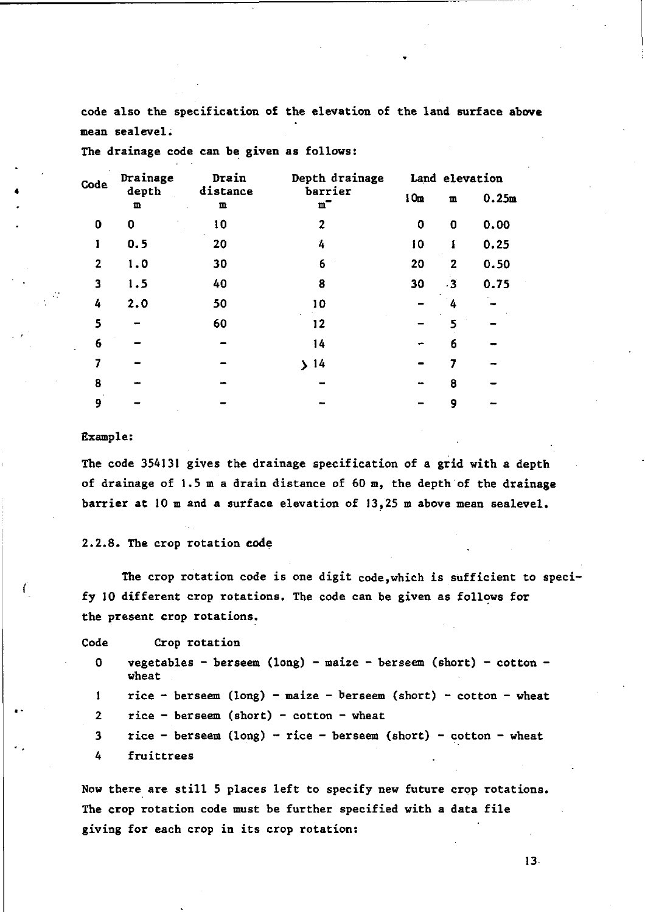code also the specification of the elevation of the land surface above mean sealevel.

The drainage code can be given as follows:

| Code | Drainage depth m | Drain distance m | Depth drainage barrier m | Land elevation 10m | m | 0.25m |
|---|---|---|---|---|---|---|
| 0 | 0 | 10 | 2 | 0 | 0 | 0.00 |
| 1 | 0.5 | 20 | 4 | 10 | 1 | 0.25 |
| 2 | 1.0 | 30 | 6 | 20 | 2 | 0.50 |
| 3 | 1.5 | 40 | 8 | 30 | 3 | 0.75 |
| 4 | 2.0 | 50 | 10 | - | 4 | - |
| 5 | - | 60 | 12 | - | 5 | - |
| 6 | - | - | 14 | - | 6 | - |
| 7 | - | - | > 14 | - | 7 | - |
| 8 | - | - | - | - | 8 | - |
| 9 | - | - | - | - | 9 | - |

Example:

The code 354131 gives the drainage specification of a grid with a depth of drainage of 1.5 m a drain distance of 60 m, the depth of the drainage barrier at 10 m and a surface elevation of 13,25 m above mean sealevel.

### 2.2.8. The crop rotation code

The crop rotation code is one digit code, which is sufficient to specify 10 different crop rotations. The code can be given as follows for the present crop rotations.

| Code | Crop rotation |
|---|---|
| 0 | vegetables - berseem (long) - maize - berseem (short) - cotton - wheat |
| 1 | rice - berseem (long) - maize - berseem (short) - cotton - wheat |
| 2 | rice - berseem (short) - cotton - wheat |
| 3 | rice - berseem (long) - rice - berseem (short) - cotton - wheat |
| 4 | fruittrees |

Now there are still 5 places left to specify new future crop rotations. The crop rotation code must be further specified with a data file giving for each crop in its crop rotation: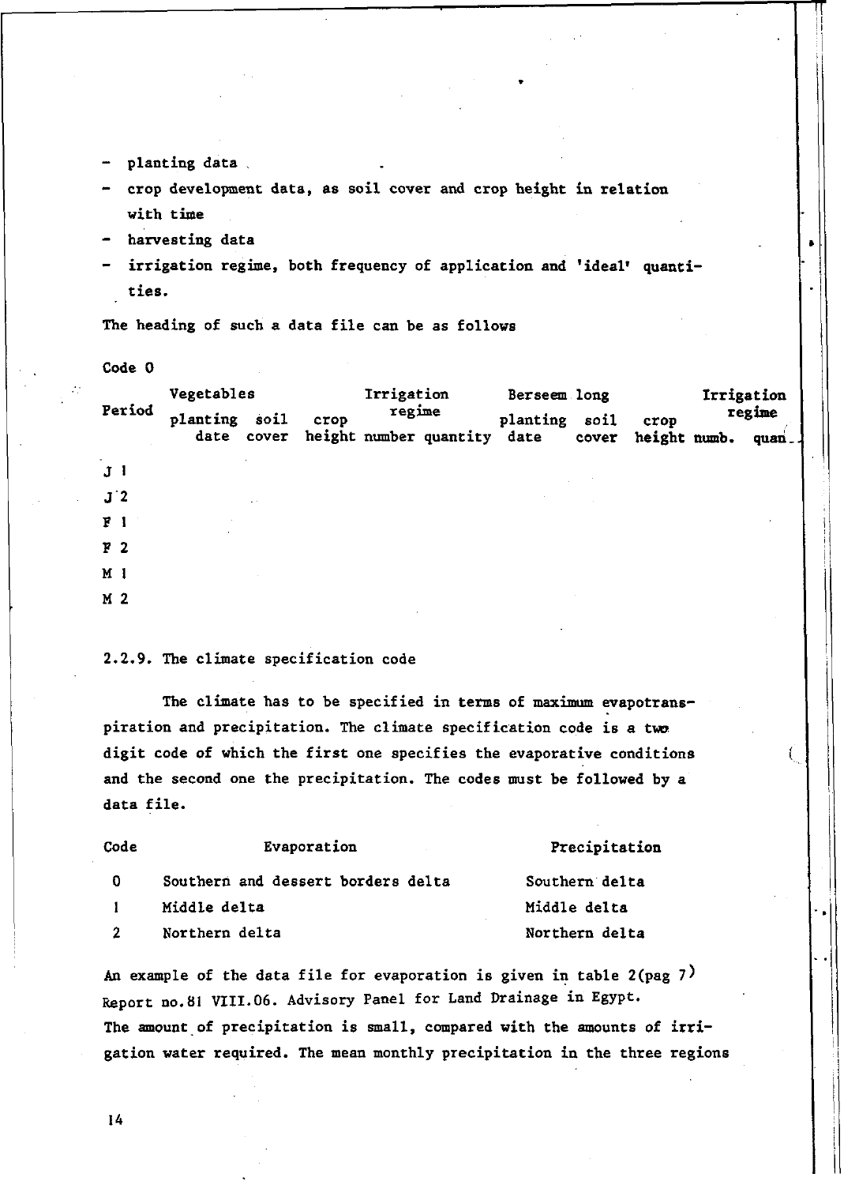- planting data
- crop development data, as soil cover and crop height in relation with time
- harvesting data
- irrigation regime, both frequency of application and 'ideal' quantities.

The heading of such a data file can be as follows

Code 0

| Period | Vegetables | | | Irrigation regime | | Berseem long | | | Irrigation regime | |
|---|---|---|---|---|---|---|---|---|---|---|
| | planting date | soil cover | crop height | number | quantity | planting date | soil cover | crop height | numb. | quan.. |
| J 1 | | | | | | | | | | |
| J 2 | | | | | | | | | | |
| F 1 | | | | | | | | | | |
| F 2 | | | | | | | | | | |
| M 1 | | | | | | | | | | |
| M 2 | | | | | | | | | | |

### 2.2.9. The climate specification code

The climate has to be specified in terms of maximum evapotranspiration and precipitation. The climate specification code is a two digit code of which the first one specifies the evaporative conditions and the second one the precipitation. The codes must be followed by a data file.

| Code | Evaporation | Precipitation |
|---|---|---|
| 0 | Southern and dessert borders delta | Southern delta |
| 1 | Middle delta | Middle delta |
| 2 | Northern delta | Northern delta |

An example of the data file for evaporation is given in table 2(pag 7) Report no.81 VIII.06. Advisory Panel for Land Drainage in Egypt.
The amount of precipitation is small, compared with the amounts of irrigation water required. The mean monthly precipitation in the three regions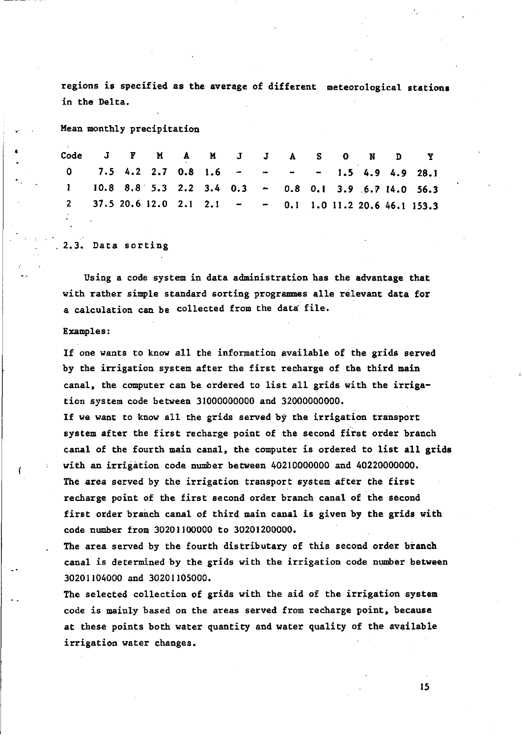regions is specified as the average of different meteorological stations in the Delta.

Mean monthly precipitation

| Code | J | F | M | A | M | J | J | A | S | O | N | D | Y |
|---|---|---|---|---|---|---|---|---|---|---|---|---|---|
| 0 | 7.5 | 4.2 | 2.7 | 0.8 | 1.6 | - | - | - | - | 1.5 | 4.9 | 4.9 | 28.1 |
| 1 | 10.8 | 8.8 | 5.3 | 2.2 | 3.4 | 0.3 | - | 0.8 | 0.1 | 3.9 | 6.7 | 14.0 | 56.3 |
| 2 | 37.5 | 20.6 | 12.0 | 2.1 | 2.1 | - | - | 0.1 | 1.0 | 11.2 | 20.6 | 46.1 | 153.3 |

## 2.3. Data sorting

Using a code system in data administration has the advantage that with rather simple standard sorting programmes alle relevant data for a calculation can be collected from the data file.

Examples:

If one wants to know all the information available of the grids served by the irrigation system after the first recharge of the third main canal, the computer can be ordered to list all grids with the irrigation system code between 31000000000 and 32000000000.

If we want to know all the grids served by the irrigation transport system after the first recharge point of the second first order branch canal of the fourth main canal, the computer is ordered to list all grids with an irrigation code number between 40210000000 and 40220000000.

The area served by the irrigation transport system after the first recharge point of the first second order branch canal of the second first order branch canal of third main canal is given by the grids with code number from 30201100000 to 30201200000.

The area served by the fourth distributary of this second order branch canal is determined by the grids with the irrigation code number between 30201104000 and 30201105000.

The selected collection of grids with the aid of the irrigation system code is mainly based on the areas served from recharge point, because at these points both water quantity and water quality of the available irrigation water changes.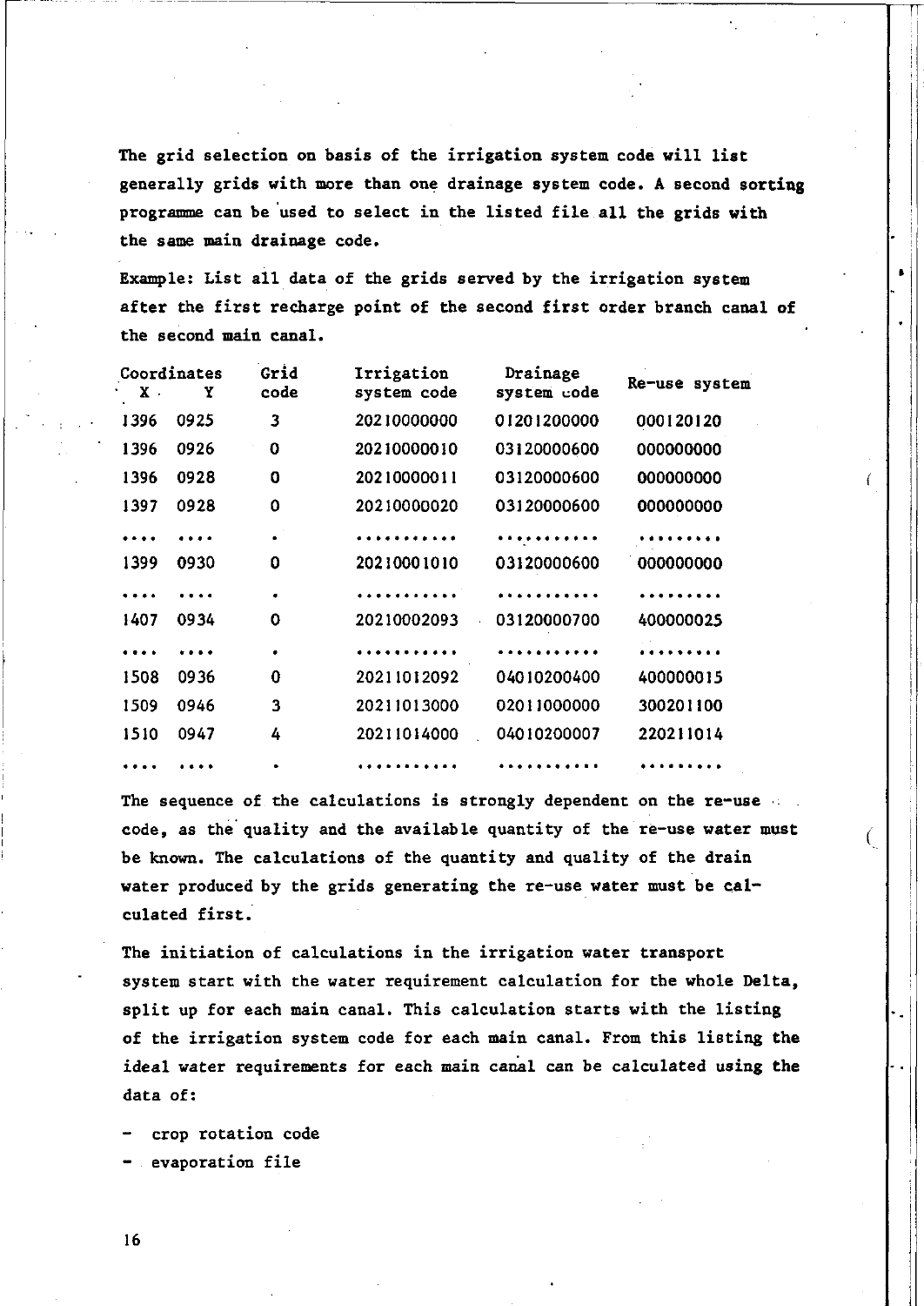The grid selection on basis of the irrigation system code will list generally grids with more than one drainage system code. A second sorting programme can be used to select in the listed file all the grids with the same main drainage code.

Example: List all data of the grids served by the irrigation system after the first recharge point of the second first order branch canal of the second main canal.

| Coordinates X | Y | Grid code | Irrigation system code | Drainage system code | Re-use system |
|---|---|---|---|---|---|
| 1396 | 0925 | 3 | 20210000000 | 01201200000 | 000120120 |
| 1396 | 0926 | 0 | 20210000010 | 03120000600 | 000000000 |
| 1396 | 0928 | 0 | 20210000011 | 03120000600 | 000000000 |
| 1397 | 0928 | 0 | 20210000020 | 03120000600 | 000000000 |
| .... | .... | . | ........... | ........... | ......... |
| 1399 | 0930 | 0 | 20210001010 | 03120000600 | 000000000 |
| .... | .... | . | ........... | ........... | ......... |
| 1407 | 0934 | 0 | 20210002093 | 03120000700 | 400000025 |
| .... | .... | . | ........... | ........... | ......... |
| 1508 | 0936 | 0 | 20211012092 | 04010200400 | 400000015 |
| 1509 | 0946 | 3 | 20211013000 | 02011000000 | 300201100 |
| 1510 | 0947 | 4 | 20211014000 | 04010200007 | 220211014 |
| .... | .... | . | ........... | ........... | ......... |

The sequence of the calculations is strongly dependent on the re-use code, as the quality and the available quantity of the re-use water must be known. The calculations of the quantity and quality of the drain water produced by the grids generating the re-use water must be calculated first.

The initiation of calculations in the irrigation water transport system start with the water requirement calculation for the whole Delta, split up for each main canal. This calculation starts with the listing of the irrigation system code for each main canal. From this listing the ideal water requirements for each main canal can be calculated using the data of:

- crop rotation code
- evaporation file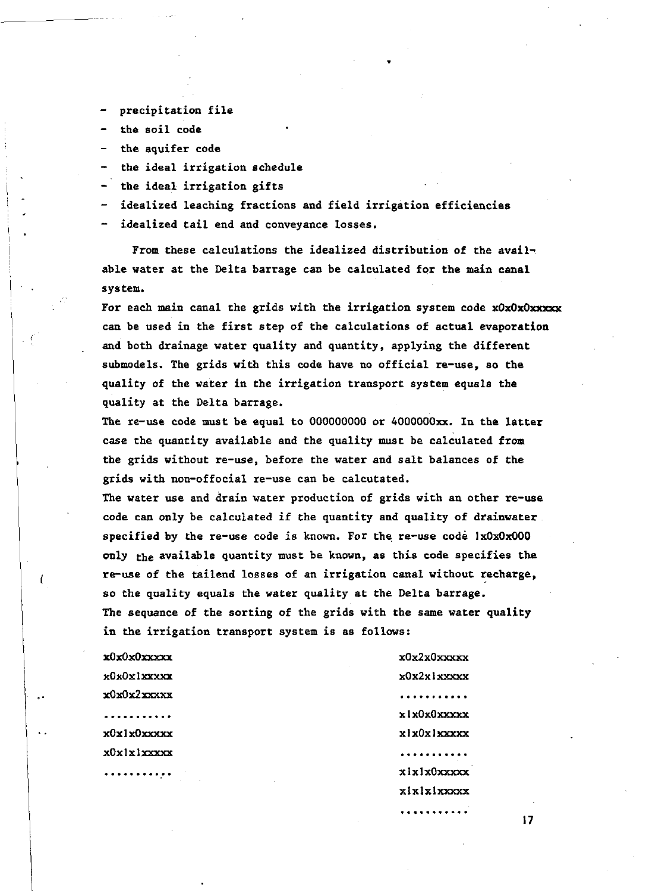- precipitation file
- the soil code
- the aquifer code
- the ideal irrigation schedule
- the ideal irrigation gifts
- idealized leaching fractions and field irrigation efficiencies
- idealized tail end and conveyance losses.

From these calculations the idealized distribution of the available water at the Delta barrage can be calculated for the main canal system.

For each main canal the grids with the irrigation system code x0x0x0xxxxx can be used in the first step of the calculations of actual evaporation and both drainage water quality and quantity, applying the different submodels. The grids with this code have no official re-use, so the quality of the water in the irrigation transport system equals the quality at the Delta barrage.

The re-use code must be equal to 000000000 or 4000000xx. In the latter case the quantity available and the quality must be calculated from the grids without re-use, before the water and salt balances of the grids with non-offocial re-use can be calcutated.

The water use and drain water production of grids with an other re-use code can only be calculated if the quantity and quality of drainwater specified by the re-use code is known. For the re-use code 1x0x0x000 only the available quantity must be known, as this code specifies the re-use of the tailend losses of an irrigation canal without recharge, so the quality equals the water quality at the Delta barrage.

The sequance of the sorting of the grids with the same water quality in the irrigation transport system is as follows:

x0x0x0xxxxx
x0x0x1xxxxx
x0x0x2xxxxx
...........
x0x1x0xxxxx
x0x1x1xxxxx
...........
x0x2x0xxxxx
x0x2x1xxxxx
...........
x1x0x0xxxxx
x1x0x1xxxxx
...........
x1x1x0xxxxx
x1x1x1xxxxx
...........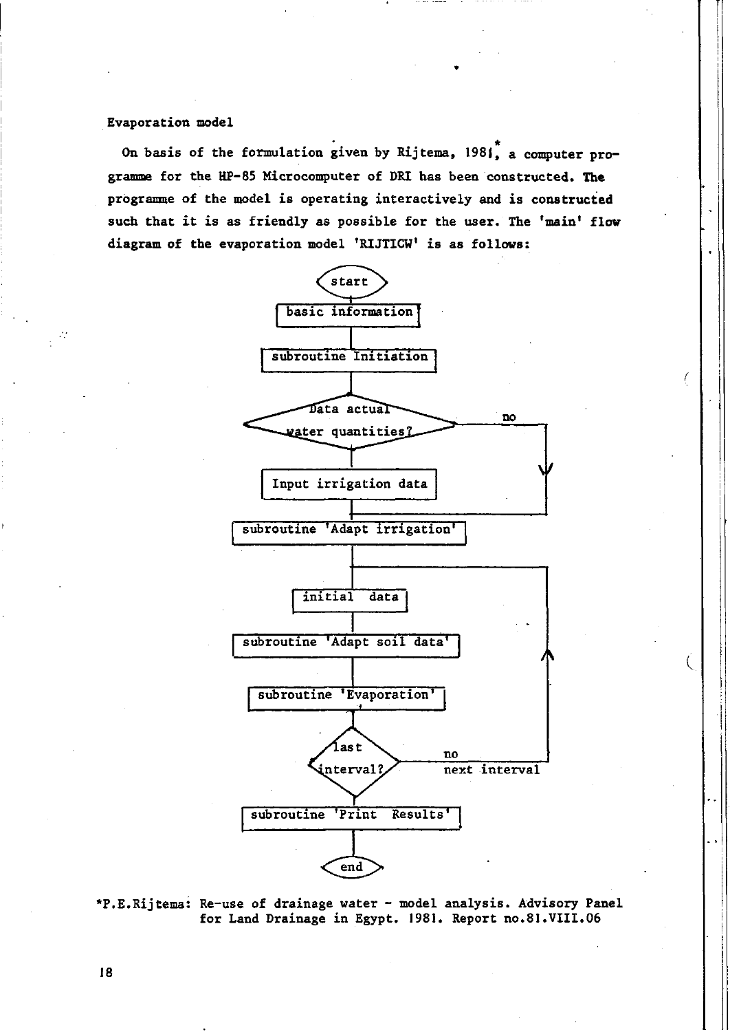Evaporation model

On basis of the formulation given by Rijtema, 1981*, a computer programme for the HP-85 Microcomputer of DRI has been constructed. The programme of the model is operating interactively and is constructed such that it is as friendly as possible for the user. The 'main' flow diagram of the evaporation model 'RIJTICW' is as follows:

```
start
  |
basic information
  |
subroutine Initiation
  |
Data actual water quantities? --no--> (to subroutine 'Adapt irrigation')
  |
Input irrigation data
  |
subroutine 'Adapt irrigation'
  |
  +<------------------------------------+
  |                                     |
initial data                            |
  |                                     |
subroutine 'Adapt soil data'            |
  |                                     |
subroutine 'Evaporation'                |
  |                                     |
last interval? --no, next interval------+
  |
subroutine 'Print Results'
  |
end
```

*P.E.Rijtema: Re-use of drainage water - model analysis. Advisory Panel for Land Drainage in Egypt. 1981. Report no.81.VIII.06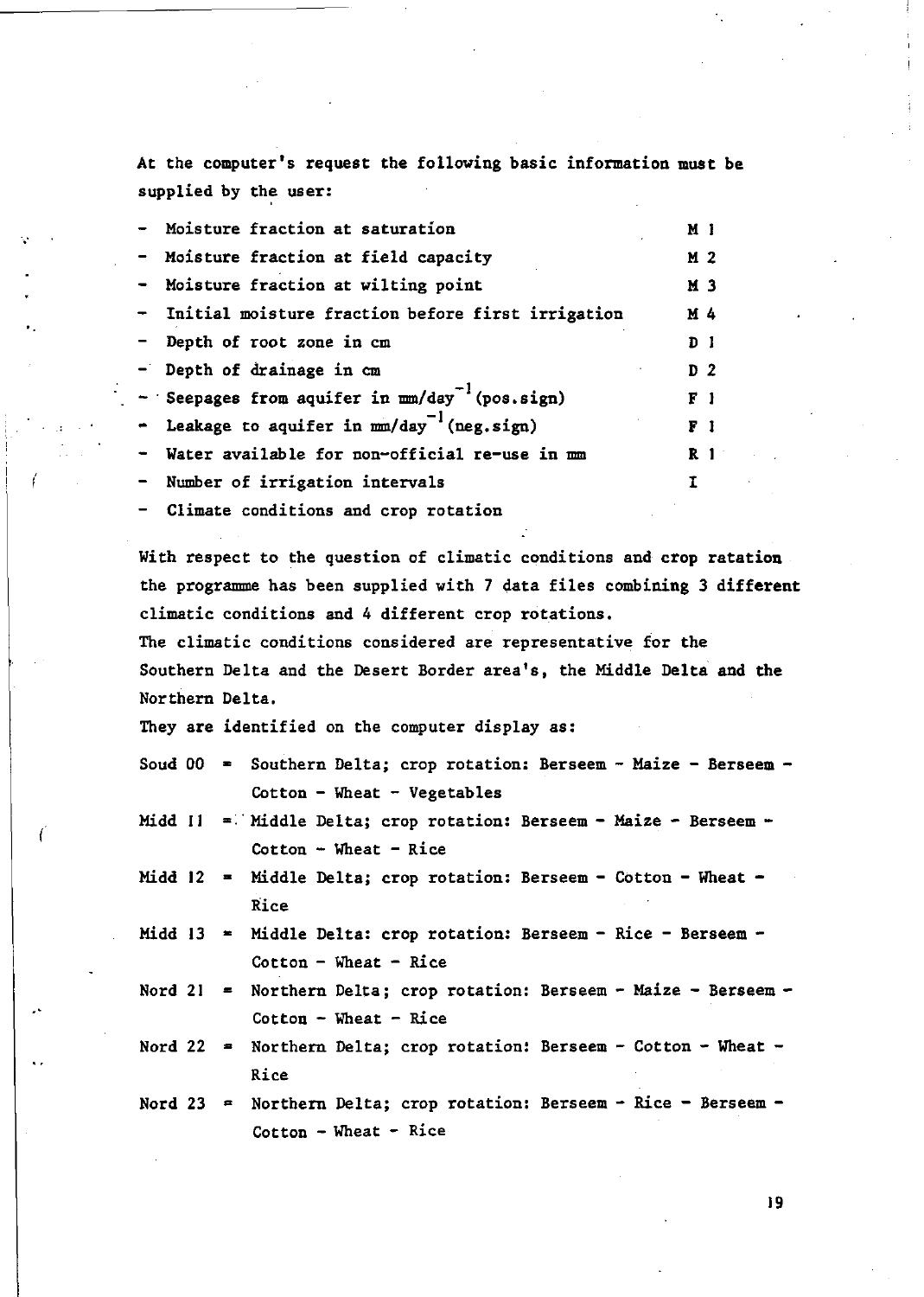At the computer's request the following basic information must be supplied by the user:

| | |
|---|---|
| - Moisture fraction at saturation | M 1 |
| - Moisture fraction at field capacity | M 2 |
| - Moisture fraction at wilting point | M 3 |
| - Initial moisture fraction before first irrigation | M 4 |
| - Depth of root zone in cm | D 1 |
| - Depth of drainage in cm | D 2 |
| - Seepages from aquifer in mm/day$^{-1}$ (pos.sign) | F 1 |
| - Leakage to aquifer in mm/day$^{-1}$ (neg.sign) | F 1 |
| - Water available for non-official re-use in mm | R 1 |
| - Number of irrigation intervals | I |
| - Climate conditions and crop rotation | |

With respect to the question of climatic conditions and crop ratation the programme has been supplied with 7 data files combining 3 different climatic conditions and 4 different crop rotations.
The climatic conditions considered are representative for the Southern Delta and the Desert Border area's, the Middle Delta and the Northern Delta.
They are identified on the computer display as:

- Soud 00 = Southern Delta; crop rotation: Berseem - Maize - Berseem - Cotton - Wheat - Vegetables
- Midd 11 = Middle Delta; crop rotation: Berseem - Maize - Berseem - Cotton - Wheat - Rice
- Midd 12 = Middle Delta; crop rotation: Berseem - Cotton - Wheat - Rice
- Midd 13 = Middle Delta: crop rotation: Berseem - Rice - Berseem - Cotton - Wheat - Rice
- Nord 21 = Northern Delta; crop rotation: Berseem - Maize - Berseem - Cotton - Wheat - Rice
- Nord 22 = Northern Delta; crop rotation: Berseem - Cotton - Wheat - Rice
- Nord 23 = Northern Delta; crop rotation: Berseem - Rice - Berseem - Cotton - Wheat - Rice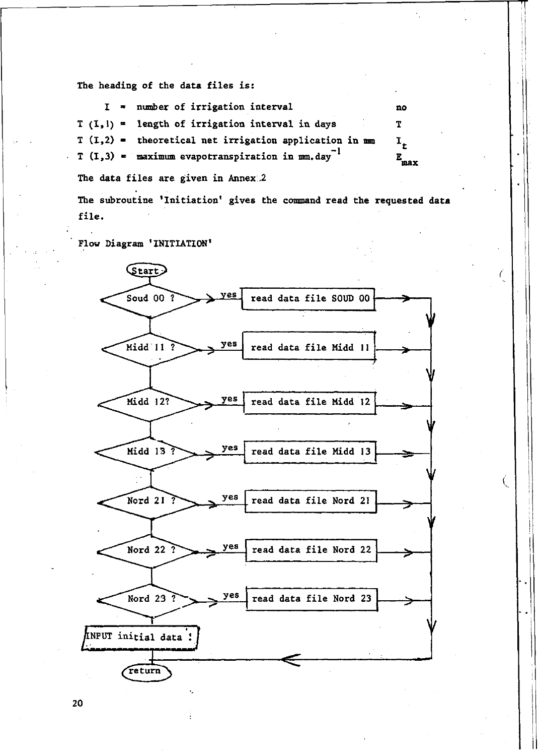The heading of the data files is:

| | | | |
|---|---|---|---|
| I | = | number of irrigation interval | no |
| T (I,1) | = | length of irrigation interval in days | T |
| T (I,2) | = | theoretical net irrigation application in mm | $I_t$ |
| T (I,3) | = | maximum evapotranspiration in mm.day$^{-1}$ | $E_{max}$ |

The data files are given in Annex 2

The subroutine 'Initiation' gives the command read the requested data file.

Flow Diagram 'INITIATION'

```
Start
  |
Soud 00 ?  --yes--> read data file SOUD 00 --> return
  |
Midd 11 ?  --yes--> read data file Midd 11 --> return
  |
Midd 12?   --yes--> read data file Midd 12 --> return
  |
Midd 13 ?  --yes--> read data file Midd 13 --> return
  |
Nord 21 ?  --yes--> read data file Nord 21 --> return
  |
Nord 22 ?  --yes--> read data file Nord 22 --> return
  |
Nord 23 ?  --yes--> read data file Nord 23 --> return
  |
INPUT initial data !
  |
return
```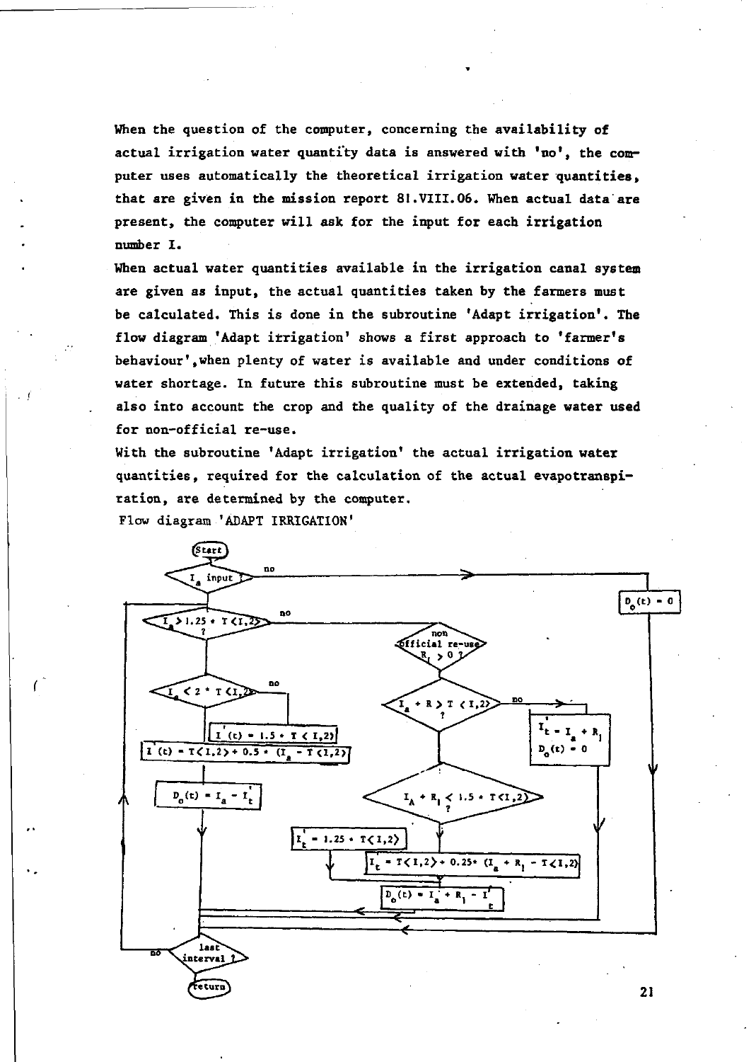When the question of the computer, concerning the availability of actual irrigation water quantity data is answered with 'no', the computer uses automatically the theoretical irrigation water quantities, that are given in the mission report 81.VIII.06. When actual data are present, the computer will ask for the input for each irrigation number I.

When actual water quantities available in the irrigation canal system are given as input, the actual quantities taken by the farmers must be calculated. This is done in the subroutine 'Adapt irrigation'. The flow diagram 'Adapt irrigation' shows a first approach to 'farmer's behaviour', when plenty of water is available and under conditions of water shortage. In future this subroutine must be extended, taking also into account the crop and the quality of the drainage water used for non-official re-use.

With the subroutine 'Adapt irrigation' the actual irrigation water quantities, required for the calculation of the actual evapotranspiration, are determined by the computer.

Flow diagram 'ADAPT IRRIGATION'

- Start
- $I_a$ input ? — no → $D_o(t) = 0$ → last interval ?
- $I_a > 1.25 * T\langle I,2\rangle$ ?
  - yes → $I_a < 2 * T\langle I,2\rangle$ ?
    - yes → $I'(t) = T\langle I,2\rangle + 0.5 * (I_a - T\langle I,2\rangle)$
    - no → $I'(t) = 1.5 * T\langle I,2\rangle$
    - → $D_o(t) = I_a - I'_t$ → last interval ?
  - no → non official re-use $R_1 > 0$ ?
    - → $I_a + R > T\langle I,2\rangle$ ?
      - no → $I'_t = I_a + R_1$, $D_o(t) = 0$ → last interval ?
      - yes → $I_A + R_1 < 1.5 * T\langle I,2\rangle$ ?
        - $I'_t = 1.25 * T\langle I,2\rangle$
        - $I'_t = T\langle I,2\rangle + 0.25 * (I_a + R_1 - T\langle I,2\rangle)$
        - → $D_o(t) = I'_a + R_1 - I'_t$ → last interval ?
- last interval ? — no → back to $I_a > 1.25 * T\langle I,2\rangle$ ?
- return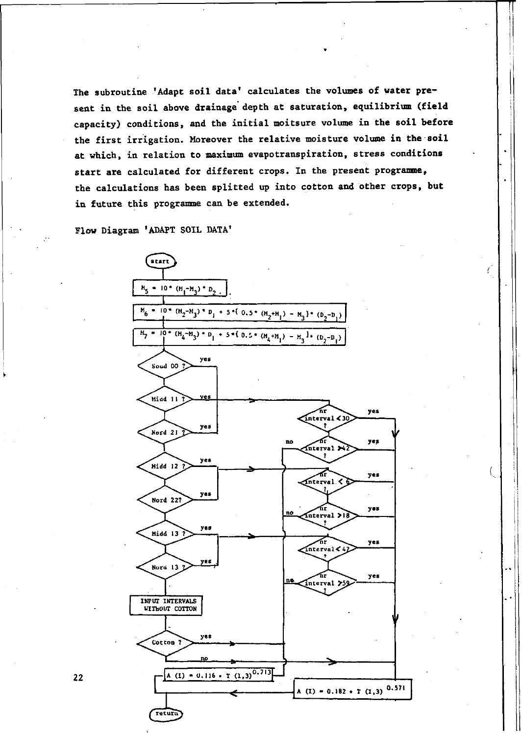The subroutine 'Adapt soil data' calculates the volumes of water present in the soil above drainage depth at saturation, equilibrium (field capacity) conditions, and the initial moitsure volume in the soil before the first irrigation. Moreover the relative moisture volume in the soil at which, in relation to maximum evapotranspiration, stress conditions start are calculated for different crops. In the present programme, the calculations has been splitted up into cotton and other crops, but in future this programme can be extended.

Flow Diagram 'ADAPT SOIL DATA'

start

$M_5 = 10 * (M_1 - M_3) * D_2$ .

$M_6 = 10 * (M_2 - M_3) * D_1 + 5 * (0.5 * (M_2 + M_1) - M_3) * (D_2 - D_1)$

$M_7 = 10 * (M_4 - M_3) * D_1 + 5 * (0.5 * (M_4 + M_1) - M_3) * (D_2 - D_1)$

Soud 00 ? — yes

Midd 11 ? — yes

Nord 21 ? — yes

Midd 12 ? — yes

Nord 22? — yes

Midd 13 ? — yes

Nord 13 ? — yes

INPUT INTERVALS WITHOUT COTTON

Cotton ? — yes / no

nr interval < 30 ? — yes

nr interval > 42 ? — yes / no

nr interval < 6 ? — yes

nr interval > 18 ? — yes / no

nr interval < 47 ? — yes

nr interval > 59 ? — yes / no

$A(I) = 0.116 * T(I,3)^{0.713}$

$A(I) = 0.182 * T(I,3)^{0.571}$

return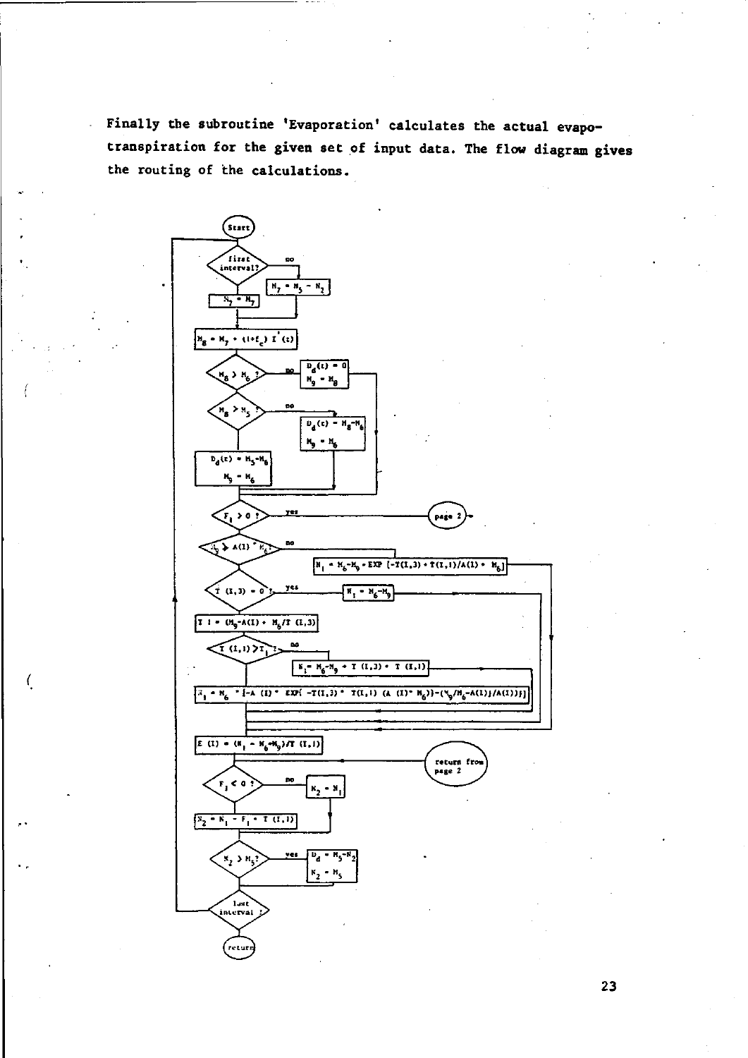Finally the subroutine 'Evaporation' calculates the actual evapotranspiration for the given set of input data. The flow diagram gives the routing of the calculations.

```
Start
first interval?  -- no --> [M7 = M5 - N2]
   | yes
[N2 = M7]
[M8 = M7 + (1+fc) I'(t)]
M8 > M6 ?  -- no --> [Dd(t) = 0 ; M9 = M8]
M8 > M5 ?  -- no --> [Dd(t) = M8-M6 ; M9 = M6]
[Dd(t) = M5-M6 ; M9 = M6]
F1 > 0 ?  -- yes --> (page 2)
M9 > A(I) * M6 ?  -- no --> [N1 = M6-M9 * EXP [-T(I,3) * T(I,1)/A(I) * M6]]
T (I,3) = 0 ?  -- yes --> [N1 = M6-M9]
[T 1 = (M9-A(I) * M6/T (I,3)]
T (I,1) > T1 ?  -- no --> [N1 = M6-M9 + T (I,3) * T (I,1)]
[N1 = M6 * [-A (I) * EXP( -T(I,3) * T(I,1) (A (I) * M6)) - (M9/M6-A(I))/A(I))]]
[E (I) = (N1 - M6+M9)/T (I,1)]
<-- (return from page 2)
F1 < 0 ?  -- no --> [N2 = N1]
[N2 = N1 - F1 * T (I,1)]
N2 > M5 ?  -- yes --> [Dd = M5-N2 ; N2 = M5]
last interval ?  -- no --> (back to first interval?)
(return)
```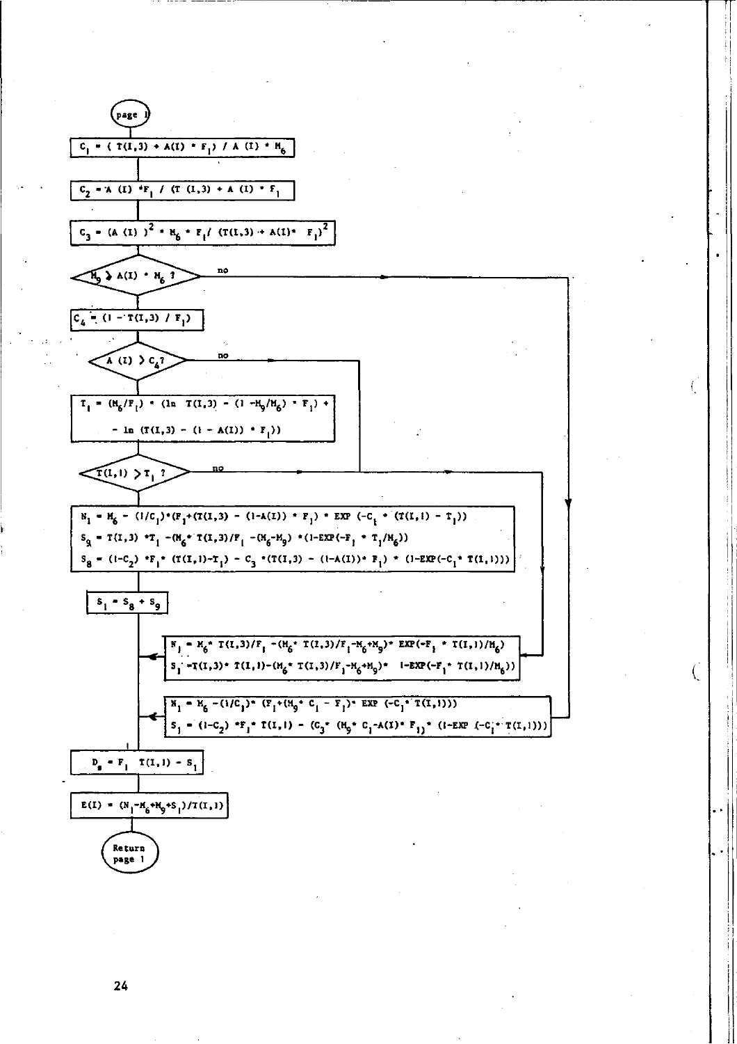(page 1)

$C_1 = ( T(I,3) + A(I) * F_1) / A(I) * M_6$

$C_2 = A(I) * F_1 / (T(I,3) + A(I) * F_1$

$C_3 = (A(I))^2 * M_6 * F_1 / (T(I,3) + A(I) * F_1)^2$

$M_9 \geq A(I) * M_6$ ? — no →

$C_4 = (1 - T(I,3) / F_1)$

$A(I) > C_4$ ? — no →

$T_1 = (M_6/F_1) * (\ln T(I,3) - (1 - M_9/M_6) * F_1) +$
$- \ln (T(I,3) - (1 - A(I)) * F_1))$

$T(I,1) > T_1$ ? — no →

$N_1 = M_6 - (1/C_1)*(F_1+(T(I,3) - (1-A(I)) * F_1) * EXP (-C_1 * (T(I,1) - T_1))$

$S_9 = T(I,3) * T_1 - (M_6 * T(I,3)/F_1 - (M_6 - M_9) * (1-EXP(-F_1 * T_1/M_6))$

$S_8 = (1-C_2) * F_1 * (T(I,1)-T_1) - C_3 * (T(I,3) - (1-A(I)) * F_1) * (1-EXP(-C_1 * T(I,1)))$

$S_1 = S_8 + S_9$

$N_1 = M_6 * T(I,3)/F_1 - (M_6 * T(I,3)/F_1 - M_6 + M_9) * EXP(-F_1 * T(I,1)/M_6)$

$S_1 = T(I,3) * T(I,1) - (M_6 * T(I,3)/F_1 - M_6 + M_9) * \ 1-EXP(-F_1 * T(I,1)/M_6))$

$N_1 = M_6 - (1/C_1) * (F_1 + (M_9 * C_1 - F_1) * EXP (-C_1 * T(I,1)))$

$S_1 = (1-C_2) * F_1 * T(I,1) - (C_3 * (M_9 * C_1 - A(I) * F_1) * (1-EXP (-C_1 * T(I,1)))$

$D_s = F_1 \ T(I,1) - S_1$

$E(I) = (N_1 - M_6 + M_9 + S_1)/T(I,1)$

(Return page 1)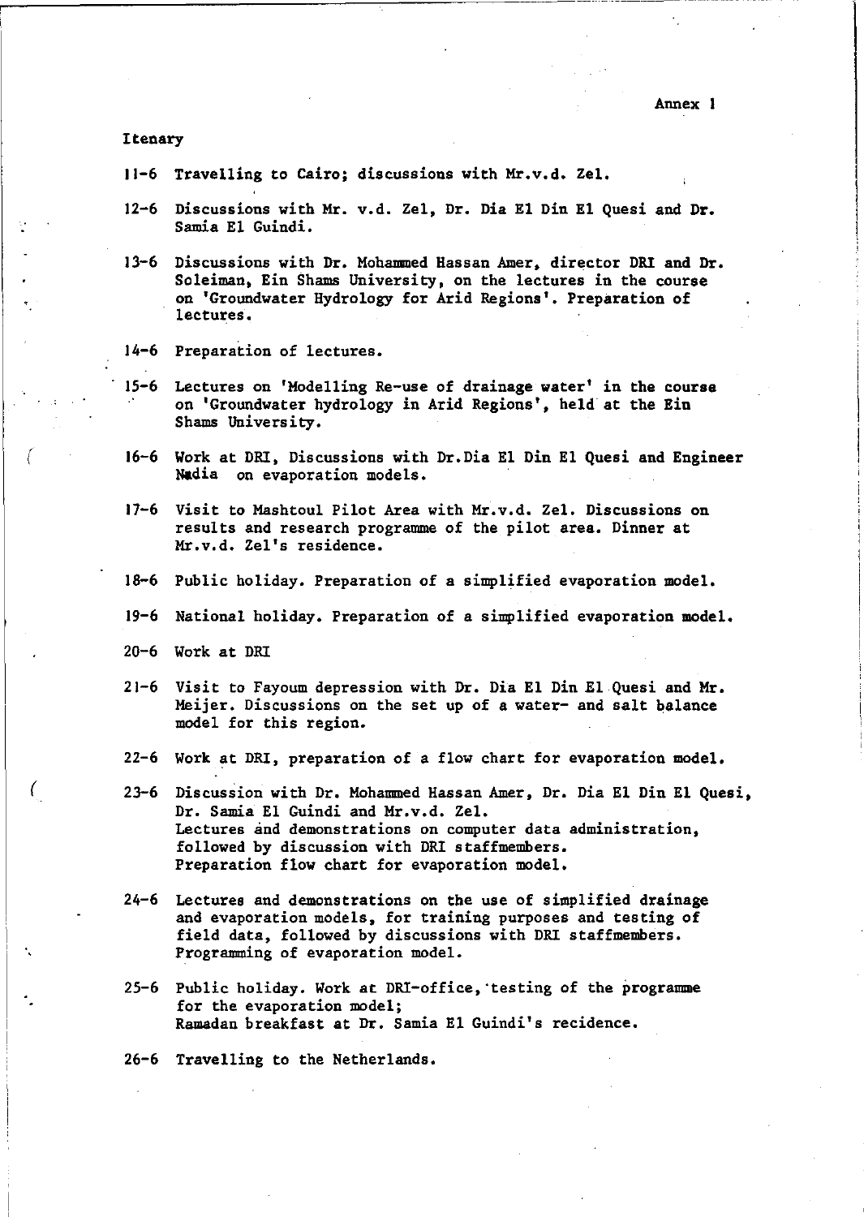Annex 1

Itenary

11-6 Travelling to Cairo; discussions with Mr.v.d. Zel.

12-6 Discussions with Mr. v.d. Zel, Dr. Dia El Din El Quesi and Dr. Samia El Guindi.

13-6 Discussions with Dr. Mohammed Hassan Amer, director DRI and Dr. Soleiman, Ein Shams University, on the lectures in the course on 'Groundwater Hydrology for Arid Regions'. Preparation of lectures.

14-6 Preparation of lectures.

15-6 Lectures on 'Modelling Re-use of drainage water' in the course on 'Groundwater hydrology in Arid Regions', held at the Ein Shams University.

16-6 Work at DRI, Discussions with Dr.Dia El Din El Quesi and Engineer Nadia on evaporation models.

17-6 Visit to Mashtoul Pilot Area with Mr.v.d. Zel. Discussions on results and research programme of the pilot area. Dinner at Mr.v.d. Zel's residence.

18-6 Public holiday. Preparation of a simplified evaporation model.

19-6 National holiday. Preparation of a simplified evaporation model.

20-6 Work at DRI

21-6 Visit to Fayoum depression with Dr. Dia El Din El Quesi and Mr. Meijer. Discussions on the set up of a water- and salt balance model for this region.

22-6 Work at DRI, preparation of a flow chart for evaporation model.

23-6 Discussion with Dr. Mohammed Hassan Amer, Dr. Dia El Din El Quesi, Dr. Samia El Guindi and Mr.v.d. Zel.
Lectures and demonstrations on computer data administration, followed by discussion with DRI staffmembers.
Preparation flow chart for evaporation model.

24-6 Lectures and demonstrations on the use of simplified drainage and evaporation models, for training purposes and testing of field data, followed by discussions with DRI staffmembers.
Programming of evaporation model.

25-6 Public holiday. Work at DRI-office, testing of the programme for the evaporation model;
Ramadan breakfast at Dr. Samia El Guindi's recidence.

26-6 Travelling to the Netherlands.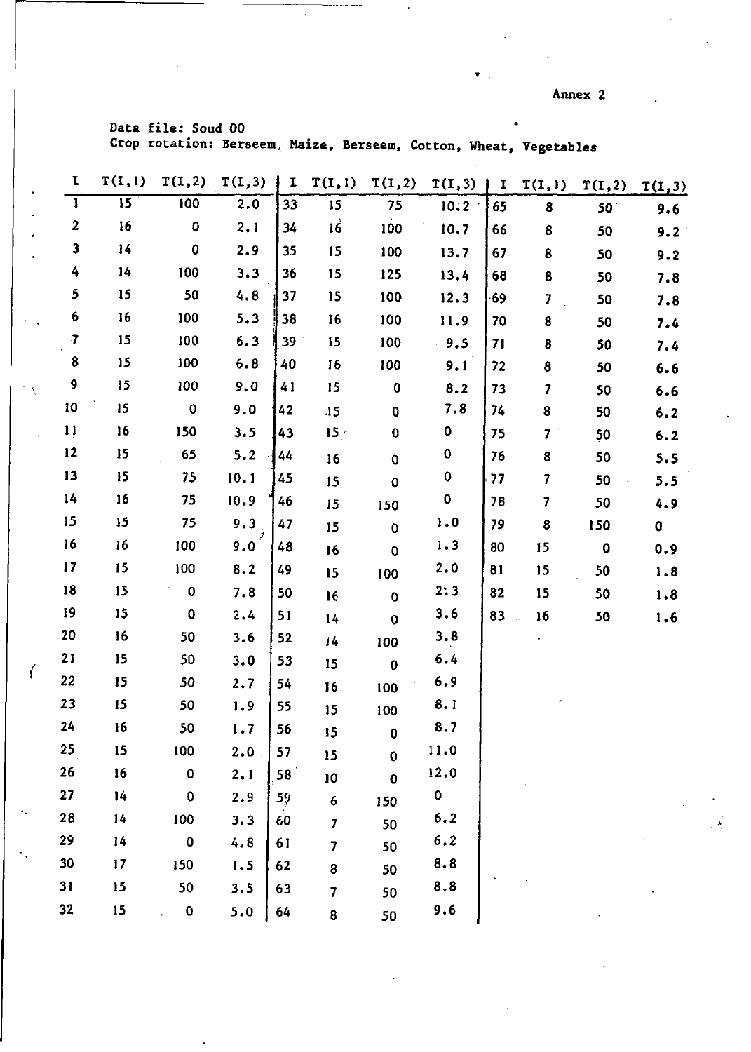Annex 2

Data file: Soud 00

Crop rotation: Berseem, Maize, Berseem, Cotton, Wheat, Vegetables

| I | T(I,1) | T(I,2) | T(I,3) | I | T(I,1) | T(I,2) | T(I,3) | I | T(I,1) | T(I,2) | T(I,3) |
|---|---|---|---|---|---|---|---|---|---|---|---|
| 1 | 15 | 100 | 2.0 | 33 | 15 | 75 | 10.2 | 65 | 8 | 50 | 9.6 |
| 2 | 16 | 0 | 2.1 | 34 | 16 | 100 | 10.7 | 66 | 8 | 50 | 9.2 |
| 3 | 14 | 0 | 2.9 | 35 | 15 | 100 | 13.7 | 67 | 8 | 50 | 9.2 |
| 4 | 14 | 100 | 3.3 | 36 | 15 | 125 | 13.4 | 68 | 8 | 50 | 7.8 |
| 5 | 15 | 50 | 4.8 | 37 | 15 | 100 | 12.3 | 69 | 7 | 50 | 7.8 |
| 6 | 16 | 100 | 5.3 | 38 | 16 | 100 | 11.9 | 70 | 8 | 50 | 7.4 |
| 7 | 15 | 100 | 6.3 | 39 | 15 | 100 | 9.5 | 71 | 8 | 50 | 7.4 |
| 8 | 15 | 100 | 6.8 | 40 | 16 | 100 | 9.1 | 72 | 8 | 50 | 6.6 |
| 9 | 15 | 100 | 9.0 | 41 | 15 | 0 | 8.2 | 73 | 7 | 50 | 6.6 |
| 10 | 15 | 0 | 9.0 | 42 | 15 | 0 | 7.8 | 74 | 8 | 50 | 6.2 |
| 11 | 16 | 150 | 3.5 | 43 | 15 | 0 | 0 | 75 | 7 | 50 | 6.2 |
| 12 | 15 | 65 | 5.2 | 44 | 16 | 0 | 0 | 76 | 8 | 50 | 5.5 |
| 13 | 15 | 75 | 10.1 | 45 | 15 | 0 | 0 | 77 | 7 | 50 | 5.5 |
| 14 | 16 | 75 | 10.9 | 46 | 15 | 150 | 0 | 78 | 7 | 50 | 4.9 |
| 15 | 15 | 75 | 9.3 | 47 | 15 | 0 | 1.0 | 79 | 8 | 150 | 0 |
| 16 | 16 | 100 | 9.0 | 48 | 16 | 0 | 1.3 | 80 | 15 | 0 | 0.9 |
| 17 | 15 | 100 | 8.2 | 49 | 15 | 100 | 2.0 | 81 | 15 | 50 | 1.8 |
| 18 | 15 | 0 | 7.8 | 50 | 16 | 0 | 2.3 | 82 | 15 | 50 | 1.8 |
| 19 | 15 | 0 | 2.4 | 51 | 14 | 0 | 3.6 | 83 | 16 | 50 | 1.6 |
| 20 | 16 | 50 | 3.6 | 52 | 14 | 100 | 3.8 | | | | |
| 21 | 15 | 50 | 3.0 | 53 | 15 | 0 | 6.4 | | | | |
| 22 | 15 | 50 | 2.7 | 54 | 16 | 100 | 6.9 | | | | |
| 23 | 15 | 50 | 1.9 | 55 | 15 | 100 | 8.1 | | | | |
| 24 | 16 | 50 | 1.7 | 56 | 15 | 0 | 8.7 | | | | |
| 25 | 15 | 100 | 2.0 | 57 | 15 | 0 | 11.0 | | | | |
| 26 | 16 | 0 | 2.1 | 58 | 10 | 0 | 12.0 | | | | |
| 27 | 14 | 0 | 2.9 | 59 | 6 | 150 | 0 | | | | |
| 28 | 14 | 100 | 3.3 | 60 | 7 | 50 | 6.2 | | | | |
| 29 | 14 | 0 | 4.8 | 61 | 7 | 50 | 6.2 | | | | |
| 30 | 17 | 150 | 1.5 | 62 | 8 | 50 | 8.8 | | | | |
| 31 | 15 | 50 | 3.5 | 63 | 7 | 50 | 8.8 | | | | |
| 32 | 15 | 0 | 5.0 | 64 | 8 | 50 | 9.6 | | | | |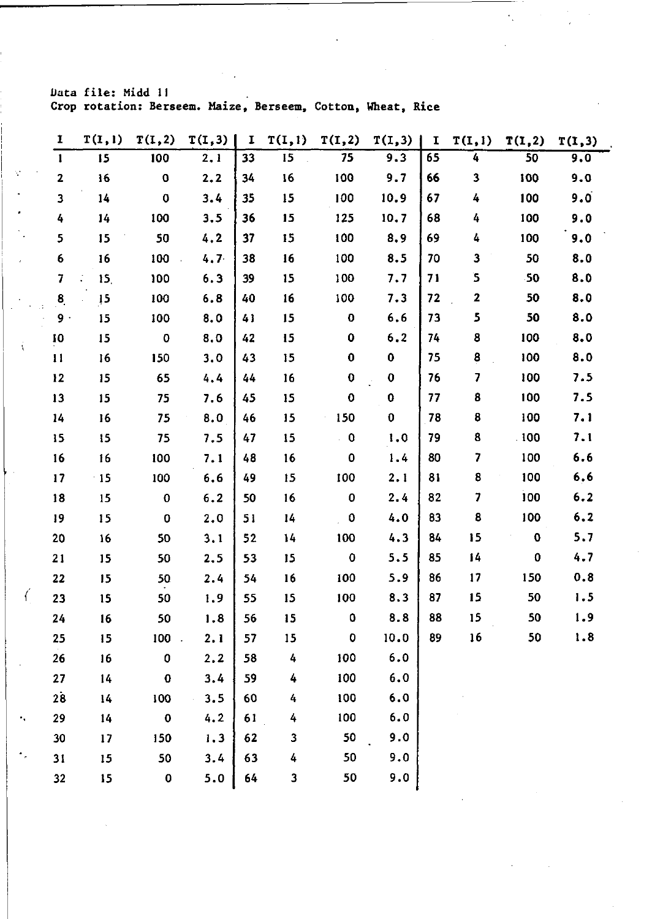Data file: Midd 11
Crop rotation: Berseem. Maize, Berseem, Cotton, Wheat, Rice

| I | T(I,1) | T(I,2) | T(I,3) | I | T(I,1) | T(I,2) | T(I,3) | I | T(I,1) | T(I,2) | T(I,3) |
|---|---|---|---|---|---|---|---|---|---|---|---|
| 1 | 15 | 100 | 2.1 | 33 | 15 | 75 | 9.3 | 65 | 4 | 50 | 9.0 |
| 2 | 16 | 0 | 2.2 | 34 | 16 | 100 | 9.7 | 66 | 3 | 100 | 9.0 |
| 3 | 14 | 0 | 3.4 | 35 | 15 | 100 | 10.9 | 67 | 4 | 100 | 9.0 |
| 4 | 14 | 100 | 3.5 | 36 | 15 | 125 | 10.7 | 68 | 4 | 100 | 9.0 |
| 5 | 15 | 50 | 4.2 | 37 | 15 | 100 | 8.9 | 69 | 4 | 100 | 9.0 |
| 6 | 16 | 100 | 4.7 | 38 | 16 | 100 | 8.5 | 70 | 3 | 50 | 8.0 |
| 7 | 15 | 100 | 6.3 | 39 | 15 | 100 | 7.7 | 71 | 5 | 50 | 8.0 |
| 8 | 15 | 100 | 6.8 | 40 | 16 | 100 | 7.3 | 72 | 2 | 50 | 8.0 |
| 9 | 15 | 100 | 8.0 | 41 | 15 | 0 | 6.6 | 73 | 5 | 50 | 8.0 |
| 10 | 15 | 0 | 8.0 | 42 | 15 | 0 | 6.2 | 74 | 8 | 100 | 8.0 |
| 11 | 16 | 150 | 3.0 | 43 | 15 | 0 | 0 | 75 | 8 | 100 | 8.0 |
| 12 | 15 | 65 | 4.4 | 44 | 16 | 0 | 0 | 76 | 7 | 100 | 7.5 |
| 13 | 15 | 75 | 7.6 | 45 | 15 | 0 | 0 | 77 | 8 | 100 | 7.5 |
| 14 | 16 | 75 | 8.0 | 46 | 15 | 150 | 0 | 78 | 8 | 100 | 7.1 |
| 15 | 15 | 75 | 7.5 | 47 | 15 | 0 | 1.0 | 79 | 8 | 100 | 7.1 |
| 16 | 16 | 100 | 7.1 | 48 | 16 | 0 | 1.4 | 80 | 7 | 100 | 6.6 |
| 17 | 15 | 100 | 6.6 | 49 | 15 | 100 | 2.1 | 81 | 8 | 100 | 6.6 |
| 18 | 15 | 0 | 6.2 | 50 | 16 | 0 | 2.4 | 82 | 7 | 100 | 6.2 |
| 19 | 15 | 0 | 2.0 | 51 | 14 | 0 | 4.0 | 83 | 8 | 100 | 6.2 |
| 20 | 16 | 50 | 3.1 | 52 | 14 | 100 | 4.3 | 84 | 15 | 0 | 5.7 |
| 21 | 15 | 50 | 2.5 | 53 | 15 | 0 | 5.5 | 85 | 14 | 0 | 4.7 |
| 22 | 15 | 50 | 2.4 | 54 | 16 | 100 | 5.9 | 86 | 17 | 150 | 0.8 |
| 23 | 15 | 50 | 1.9 | 55 | 15 | 100 | 8.3 | 87 | 15 | 50 | 1.5 |
| 24 | 16 | 50 | 1.8 | 56 | 15 | 0 | 8.8 | 88 | 15 | 50 | 1.9 |
| 25 | 15 | 100 | 2.1 | 57 | 15 | 0 | 10.0 | 89 | 16 | 50 | 1.8 |
| 26 | 16 | 0 | 2.2 | 58 | 4 | 100 | 6.0 | | | | |
| 27 | 14 | 0 | 3.4 | 59 | 4 | 100 | 6.0 | | | | |
| 28 | 14 | 100 | 3.5 | 60 | 4 | 100 | 6.0 | | | | |
| 29 | 14 | 0 | 4.2 | 61 | 4 | 100 | 6.0 | | | | |
| 30 | 17 | 150 | 1.3 | 62 | 3 | 50 | 9.0 | | | | |
| 31 | 15 | 50 | 3.4 | 63 | 4 | 50 | 9.0 | | | | |
| 32 | 15 | 0 | 5.0 | 64 | 3 | 50 | 9.0 | | | | |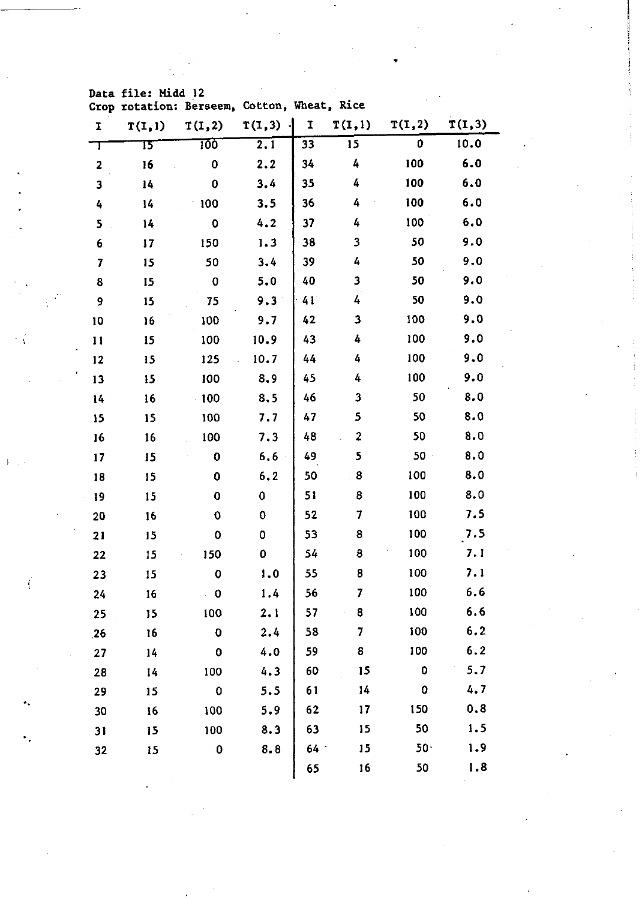Data file: Midd 12
Crop rotation: Berseem, Cotton, Wheat, Rice

| I | T(I,1) | T(I,2) | T(I,3) | I | T(I,1) | T(I,2) | T(I,3) |
|---|---|---|---|---|---|---|---|
| 1 | 15 | 100 | 2.1 | 33 | 15 | 0 | 10.0 |
| 2 | 16 | 0 | 2.2 | 34 | 4 | 100 | 6.0 |
| 3 | 14 | 0 | 3.4 | 35 | 4 | 100 | 6.0 |
| 4 | 14 | 100 | 3.5 | 36 | 4 | 100 | 6.0 |
| 5 | 14 | 0 | 4.2 | 37 | 4 | 100 | 6.0 |
| 6 | 17 | 150 | 1.3 | 38 | 3 | 50 | 9.0 |
| 7 | 15 | 50 | 3.4 | 39 | 4 | 50 | 9.0 |
| 8 | 15 | 0 | 5.0 | 40 | 3 | 50 | 9.0 |
| 9 | 15 | 75 | 9.3 | 41 | 4 | 50 | 9.0 |
| 10 | 16 | 100 | 9.7 | 42 | 3 | 100 | 9.0 |
| 11 | 15 | 100 | 10.9 | 43 | 4 | 100 | 9.0 |
| 12 | 15 | 125 | 10.7 | 44 | 4 | 100 | 9.0 |
| 13 | 15 | 100 | 8.9 | 45 | 4 | 100 | 9.0 |
| 14 | 16 | 100 | 8.5 | 46 | 3 | 50 | 8.0 |
| 15 | 15 | 100 | 7.7 | 47 | 5 | 50 | 8.0 |
| 16 | 16 | 100 | 7.3 | 48 | 2 | 50 | 8.0 |
| 17 | 15 | 0 | 6.6 | 49 | 5 | 50 | 8.0 |
| 18 | 15 | 0 | 6.2 | 50 | 8 | 100 | 8.0 |
| 19 | 15 | 0 | 0 | 51 | 8 | 100 | 8.0 |
| 20 | 16 | 0 | 0 | 52 | 7 | 100 | 7.5 |
| 21 | 15 | 0 | 0 | 53 | 8 | 100 | 7.5 |
| 22 | 15 | 150 | 0 | 54 | 8 | 100 | 7.1 |
| 23 | 15 | 0 | 1.0 | 55 | 8 | 100 | 7.1 |
| 24 | 16 | 0 | 1.4 | 56 | 7 | 100 | 6.6 |
| 25 | 15 | 100 | 2.1 | 57 | 8 | 100 | 6.6 |
| 26 | 16 | 0 | 2.4 | 58 | 7 | 100 | 6.2 |
| 27 | 14 | 0 | 4.0 | 59 | 8 | 100 | 6.2 |
| 28 | 14 | 100 | 4.3 | 60 | 15 | 0 | 5.7 |
| 29 | 15 | 0 | 5.5 | 61 | 14 | 0 | 4.7 |
| 30 | 16 | 100 | 5.9 | 62 | 17 | 150 | 0.8 |
| 31 | 15 | 100 | 8.3 | 63 | 15 | 50 | 1.5 |
| 32 | 15 | 0 | 8.8 | 64 | 15 | 50 | 1.9 |
| | | | | 65 | 16 | 50 | 1.8 |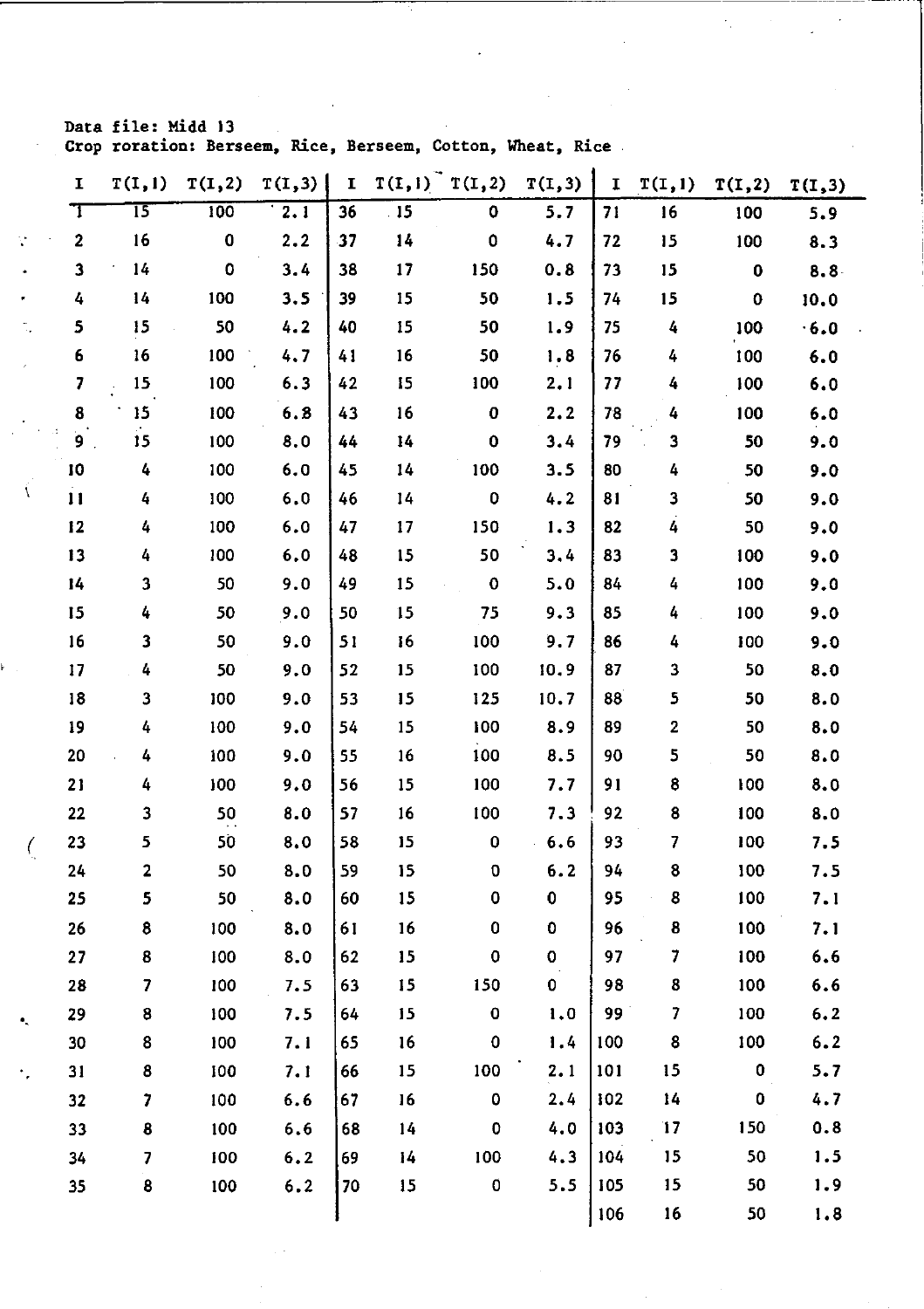Data file: Midd 13
Crop roration: Berseem, Rice, Berseem, Cotton, Wheat, Rice

| I | T(I,1) | T(I,2) | T(I,3) | I | T(I,1) | T(I,2) | T(I,3) | I | T(I,1) | T(I,2) | T(I,3) |
|---|---|---|---|---|---|---|---|---|---|---|---|
| 1 | 15 | 100 | 2.1 | 36 | 15 | 0 | 5.7 | 71 | 16 | 100 | 5.9 |
| 2 | 16 | 0 | 2.2 | 37 | 14 | 0 | 4.7 | 72 | 15 | 100 | 8.3 |
| 3 | 14 | 0 | 3.4 | 38 | 17 | 150 | 0.8 | 73 | 15 | 0 | 8.8 |
| 4 | 14 | 100 | 3.5 | 39 | 15 | 50 | 1.5 | 74 | 15 | 0 | 10.0 |
| 5 | 15 | 50 | 4.2 | 40 | 15 | 50 | 1.9 | 75 | 4 | 100 | 6.0 |
| 6 | 16 | 100 | 4.7 | 41 | 16 | 50 | 1.8 | 76 | 4 | 100 | 6.0 |
| 7 | 15 | 100 | 6.3 | 42 | 15 | 100 | 2.1 | 77 | 4 | 100 | 6.0 |
| 8 | 15 | 100 | 6.8 | 43 | 16 | 0 | 2.2 | 78 | 4 | 100 | 6.0 |
| 9 | 15 | 100 | 8.0 | 44 | 14 | 0 | 3.4 | 79 | 3 | 50 | 9.0 |
| 10 | 4 | 100 | 6.0 | 45 | 14 | 100 | 3.5 | 80 | 4 | 50 | 9.0 |
| 11 | 4 | 100 | 6.0 | 46 | 14 | 0 | 4.2 | 81 | 3 | 50 | 9.0 |
| 12 | 4 | 100 | 6.0 | 47 | 17 | 150 | 1.3 | 82 | 4 | 50 | 9.0 |
| 13 | 4 | 100 | 6.0 | 48 | 15 | 50 | 3.4 | 83 | 3 | 100 | 9.0 |
| 14 | 3 | 50 | 9.0 | 49 | 15 | 0 | 5.0 | 84 | 4 | 100 | 9.0 |
| 15 | 4 | 50 | 9.0 | 50 | 15 | 75 | 9.3 | 85 | 4 | 100 | 9.0 |
| 16 | 3 | 50 | 9.0 | 51 | 16 | 100 | 9.7 | 86 | 4 | 100 | 9.0 |
| 17 | 4 | 50 | 9.0 | 52 | 15 | 100 | 10.9 | 87 | 3 | 50 | 8.0 |
| 18 | 3 | 100 | 9.0 | 53 | 15 | 125 | 10.7 | 88 | 5 | 50 | 8.0 |
| 19 | 4 | 100 | 9.0 | 54 | 15 | 100 | 8.9 | 89 | 2 | 50 | 8.0 |
| 20 | 4 | 100 | 9.0 | 55 | 16 | 100 | 8.5 | 90 | 5 | 50 | 8.0 |
| 21 | 4 | 100 | 9.0 | 56 | 15 | 100 | 7.7 | 91 | 8 | 100 | 8.0 |
| 22 | 3 | 50 | 8.0 | 57 | 16 | 100 | 7.3 | 92 | 8 | 100 | 8.0 |
| 23 | 5 | 50 | 8.0 | 58 | 15 | 0 | 6.6 | 93 | 7 | 100 | 7.5 |
| 24 | 2 | 50 | 8.0 | 59 | 15 | 0 | 6.2 | 94 | 8 | 100 | 7.5 |
| 25 | 5 | 50 | 8.0 | 60 | 15 | 0 | 0 | 95 | 8 | 100 | 7.1 |
| 26 | 8 | 100 | 8.0 | 61 | 16 | 0 | 0 | 96 | 8 | 100 | 7.1 |
| 27 | 8 | 100 | 8.0 | 62 | 15 | 0 | 0 | 97 | 7 | 100 | 6.6 |
| 28 | 7 | 100 | 7.5 | 63 | 15 | 150 | 0 | 98 | 8 | 100 | 6.6 |
| 29 | 8 | 100 | 7.5 | 64 | 15 | 0 | 1.0 | 99 | 7 | 100 | 6.2 |
| 30 | 8 | 100 | 7.1 | 65 | 16 | 0 | 1.4 | 100 | 8 | 100 | 6.2 |
| 31 | 8 | 100 | 7.1 | 66 | 15 | 100 | 2.1 | 101 | 15 | 0 | 5.7 |
| 32 | 7 | 100 | 6.6 | 67 | 16 | 0 | 2.4 | 102 | 14 | 0 | 4.7 |
| 33 | 8 | 100 | 6.6 | 68 | 14 | 0 | 4.0 | 103 | 17 | 150 | 0.8 |
| 34 | 7 | 100 | 6.2 | 69 | 14 | 100 | 4.3 | 104 | 15 | 50 | 1.5 |
| 35 | 8 | 100 | 6.2 | 70 | 15 | 0 | 5.5 | 105 | 15 | 50 | 1.9 |
| | | | | | | | | 106 | 16 | 50 | 1.8 |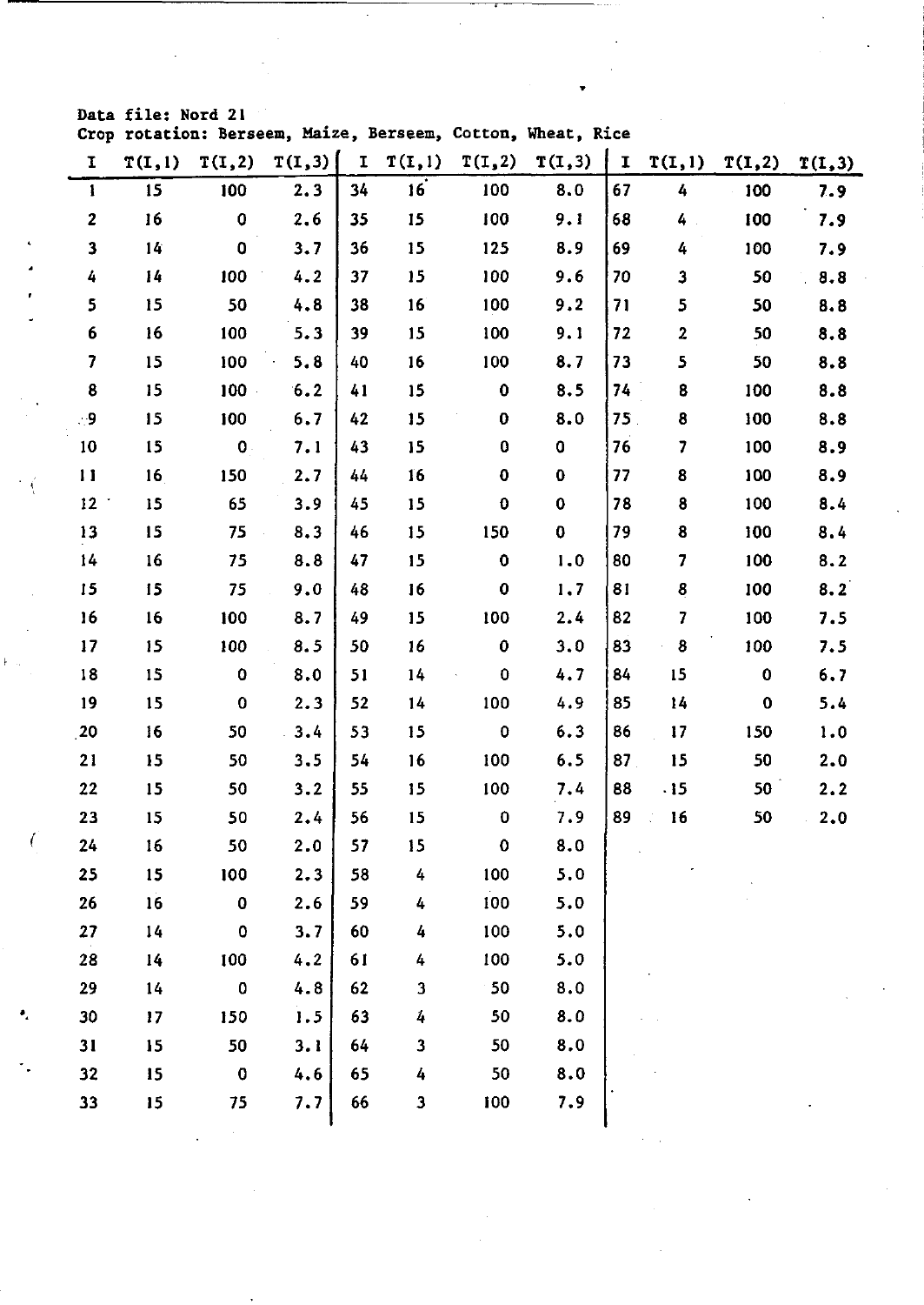Data file: Nord 21
Crop rotation: Berseem, Maize, Berseem, Cotton, Wheat, Rice

| I | T(I,1) | T(I,2) | T(I,3) | I | T(I,1) | T(I,2) | T(I,3) | I | T(I,1) | T(I,2) | T(I,3) |
|---|---|---|---|---|---|---|---|---|---|---|---|
| 1 | 15 | 100 | 2.3 | 34 | 16 | 100 | 8.0 | 67 | 4 | 100 | 7.9 |
| 2 | 16 | 0 | 2.6 | 35 | 15 | 100 | 9.1 | 68 | 4 | 100 | 7.9 |
| 3 | 14 | 0 | 3.7 | 36 | 15 | 125 | 8.9 | 69 | 4 | 100 | 7.9 |
| 4 | 14 | 100 | 4.2 | 37 | 15 | 100 | 9.6 | 70 | 3 | 50 | 8.8 |
| 5 | 15 | 50 | 4.8 | 38 | 16 | 100 | 9.2 | 71 | 5 | 50 | 8.8 |
| 6 | 16 | 100 | 5.3 | 39 | 15 | 100 | 9.1 | 72 | 2 | 50 | 8.8 |
| 7 | 15 | 100 | 5.8 | 40 | 16 | 100 | 8.7 | 73 | 5 | 50 | 8.8 |
| 8 | 15 | 100 | 6.2 | 41 | 15 | 0 | 8.5 | 74 | 8 | 100 | 8.8 |
| 9 | 15 | 100 | 6.7 | 42 | 15 | 0 | 8.0 | 75 | 8 | 100 | 8.8 |
| 10 | 15 | 0 | 7.1 | 43 | 15 | 0 | 0 | 76 | 7 | 100 | 8.9 |
| 11 | 16 | 150 | 2.7 | 44 | 16 | 0 | 0 | 77 | 8 | 100 | 8.9 |
| 12 | 15 | 65 | 3.9 | 45 | 15 | 0 | 0 | 78 | 8 | 100 | 8.4 |
| 13 | 15 | 75 | 8.3 | 46 | 15 | 150 | 0 | 79 | 8 | 100 | 8.4 |
| 14 | 16 | 75 | 8.8 | 47 | 15 | 0 | 1.0 | 80 | 7 | 100 | 8.2 |
| 15 | 15 | 75 | 9.0 | 48 | 16 | 0 | 1.7 | 81 | 8 | 100 | 8.2 |
| 16 | 16 | 100 | 8.7 | 49 | 15 | 100 | 2.4 | 82 | 7 | 100 | 7.5 |
| 17 | 15 | 100 | 8.5 | 50 | 16 | 0 | 3.0 | 83 | 8 | 100 | 7.5 |
| 18 | 15 | 0 | 8.0 | 51 | 14 | 0 | 4.7 | 84 | 15 | 0 | 6.7 |
| 19 | 15 | 0 | 2.3 | 52 | 14 | 100 | 4.9 | 85 | 14 | 0 | 5.4 |
| 20 | 16 | 50 | 3.4 | 53 | 15 | 0 | 6.3 | 86 | 17 | 150 | 1.0 |
| 21 | 15 | 50 | 3.5 | 54 | 16 | 100 | 6.5 | 87 | 15 | 50 | 2.0 |
| 22 | 15 | 50 | 3.2 | 55 | 15 | 100 | 7.4 | 88 | 15 | 50 | 2.2 |
| 23 | 15 | 50 | 2.4 | 56 | 15 | 0 | 7.9 | 89 | 16 | 50 | 2.0 |
| 24 | 16 | 50 | 2.0 | 57 | 15 | 0 | 8.0 | | | | |
| 25 | 15 | 100 | 2.3 | 58 | 4 | 100 | 5.0 | | | | |
| 26 | 16 | 0 | 2.6 | 59 | 4 | 100 | 5.0 | | | | |
| 27 | 14 | 0 | 3.7 | 60 | 4 | 100 | 5.0 | | | | |
| 28 | 14 | 100 | 4.2 | 61 | 4 | 100 | 5.0 | | | | |
| 29 | 14 | 0 | 4.8 | 62 | 3 | 50 | 8.0 | | | | |
| 30 | 17 | 150 | 1.5 | 63 | 4 | 50 | 8.0 | | | | |
| 31 | 15 | 50 | 3.1 | 64 | 3 | 50 | 8.0 | | | | |
| 32 | 15 | 0 | 4.6 | 65 | 4 | 50 | 8.0 | | | | |
| 33 | 15 | 75 | 7.7 | 66 | 3 | 100 | 7.9 | | | | |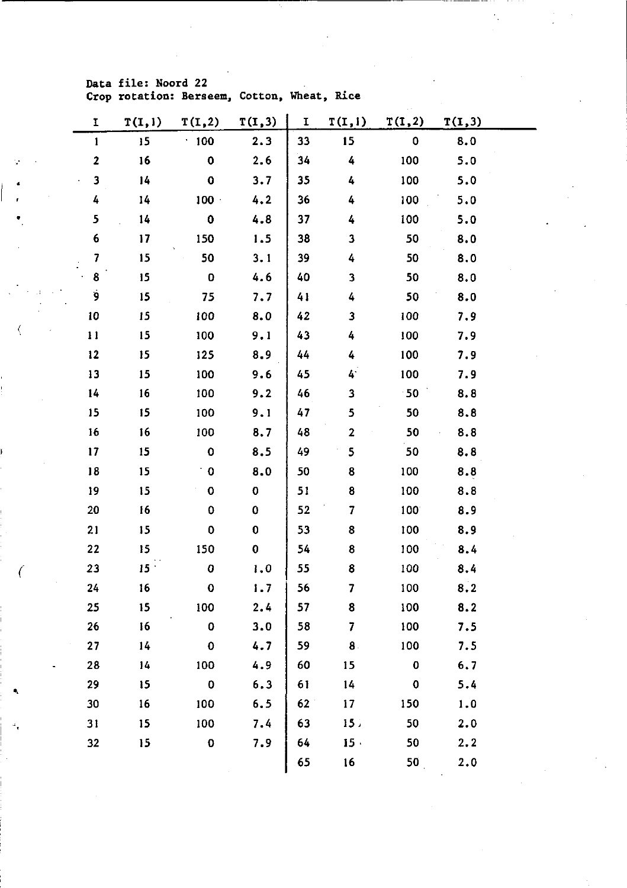Data file: Noord 22
Crop rotation: Berseem, Cotton, Wheat, Rice

| I | T(I,1) | T(I,2) | T(I,3) | I | T(I,1) | T(I,2) | T(I,3) |
|---|---|---|---|---|---|---|---|
| 1 | 15 | 100 | 2.3 | 33 | 15 | 0 | 8.0 |
| 2 | 16 | 0 | 2.6 | 34 | 4 | 100 | 5.0 |
| 3 | 14 | 0 | 3.7 | 35 | 4 | 100 | 5.0 |
| 4 | 14 | 100 | 4.2 | 36 | 4 | 100 | 5.0 |
| 5 | 14 | 0 | 4.8 | 37 | 4 | 100 | 5.0 |
| 6 | 17 | 150 | 1.5 | 38 | 3 | 50 | 8.0 |
| 7 | 15 | 50 | 3.1 | 39 | 4 | 50 | 8.0 |
| 8 | 15 | 0 | 4.6 | 40 | 3 | 50 | 8.0 |
| 9 | 15 | 75 | 7.7 | 41 | 4 | 50 | 8.0 |
| 10 | 15 | 100 | 8.0 | 42 | 3 | 100 | 7.9 |
| 11 | 15 | 100 | 9.1 | 43 | 4 | 100 | 7.9 |
| 12 | 15 | 125 | 8.9 | 44 | 4 | 100 | 7.9 |
| 13 | 15 | 100 | 9.6 | 45 | 4 | 100 | 7.9 |
| 14 | 16 | 100 | 9.2 | 46 | 3 | 50 | 8.8 |
| 15 | 15 | 100 | 9.1 | 47 | 5 | 50 | 8.8 |
| 16 | 16 | 100 | 8.7 | 48 | 2 | 50 | 8.8 |
| 17 | 15 | 0 | 8.5 | 49 | 5 | 50 | 8.8 |
| 18 | 15 | 0 | 8.0 | 50 | 8 | 100 | 8.8 |
| 19 | 15 | 0 | 0 | 51 | 8 | 100 | 8.8 |
| 20 | 16 | 0 | 0 | 52 | 7 | 100 | 8.9 |
| 21 | 15 | 0 | 0 | 53 | 8 | 100 | 8.9 |
| 22 | 15 | 150 | 0 | 54 | 8 | 100 | 8.4 |
| 23 | 15 | 0 | 1.0 | 55 | 8 | 100 | 8.4 |
| 24 | 16 | 0 | 1.7 | 56 | 7 | 100 | 8.2 |
| 25 | 15 | 100 | 2.4 | 57 | 8 | 100 | 8.2 |
| 26 | 16 | 0 | 3.0 | 58 | 7 | 100 | 7.5 |
| 27 | 14 | 0 | 4.7 | 59 | 8 | 100 | 7.5 |
| 28 | 14 | 100 | 4.9 | 60 | 15 | 0 | 6.7 |
| 29 | 15 | 0 | 6.3 | 61 | 14 | 0 | 5.4 |
| 30 | 16 | 100 | 6.5 | 62 | 17 | 150 | 1.0 |
| 31 | 15 | 100 | 7.4 | 63 | 15 | 50 | 2.0 |
| 32 | 15 | 0 | 7.9 | 64 | 15 | 50 | 2.2 |
| | | | | 65 | 16 | 50 | 2.0 |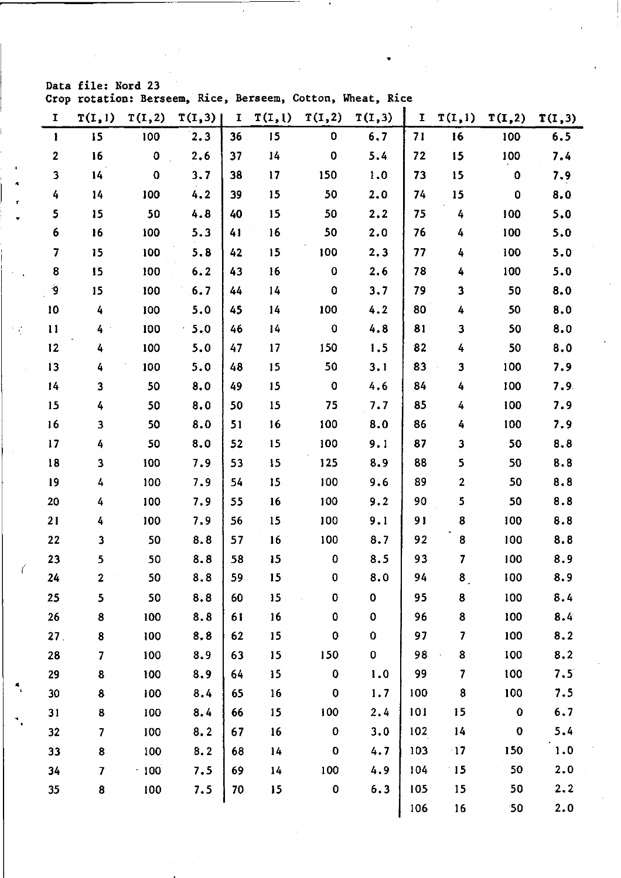Data file: Nord 23
Crop rotation: Berseem, Rice, Berseem, Cotton, Wheat, Rice

| I | T(I,1) | T(I,2) | T(I,3) | I | T(I,1) | T(I,2) | T(I,3) | I | T(I,1) | T(I,2) | T(I,3) |
|---|---|---|---|---|---|---|---|---|---|---|---|
| 1 | 15 | 100 | 2.3 | 36 | 15 | 0 | 6.7 | 71 | 16 | 100 | 6.5 |
| 2 | 16 | 0 | 2.6 | 37 | 14 | 0 | 5.4 | 72 | 15 | 100 | 7.4 |
| 3 | 14 | 0 | 3.7 | 38 | 17 | 150 | 1.0 | 73 | 15 | 0 | 7.9 |
| 4 | 14 | 100 | 4.2 | 39 | 15 | 50 | 2.0 | 74 | 15 | 0 | 8.0 |
| 5 | 15 | 50 | 4.8 | 40 | 15 | 50 | 2.2 | 75 | 4 | 100 | 5.0 |
| 6 | 16 | 100 | 5.3 | 41 | 16 | 50 | 2.0 | 76 | 4 | 100 | 5.0 |
| 7 | 15 | 100 | 5.8 | 42 | 15 | 100 | 2.3 | 77 | 4 | 100 | 5.0 |
| 8 | 15 | 100 | 6.2 | 43 | 16 | 0 | 2.6 | 78 | 4 | 100 | 5.0 |
| 9 | 15 | 100 | 6.7 | 44 | 14 | 0 | 3.7 | 79 | 3 | 50 | 8.0 |
| 10 | 4 | 100 | 5.0 | 45 | 14 | 100 | 4.2 | 80 | 4 | 50 | 8.0 |
| 11 | 4 | 100 | 5.0 | 46 | 14 | 0 | 4.8 | 81 | 3 | 50 | 8.0 |
| 12 | 4 | 100 | 5.0 | 47 | 17 | 150 | 1.5 | 82 | 4 | 50 | 8.0 |
| 13 | 4 | 100 | 5.0 | 48 | 15 | 50 | 3.1 | 83 | 3 | 100 | 7.9 |
| 14 | 3 | 50 | 8.0 | 49 | 15 | 0 | 4.6 | 84 | 4 | 100 | 7.9 |
| 15 | 4 | 50 | 8.0 | 50 | 15 | 75 | 7.7 | 85 | 4 | 100 | 7.9 |
| 16 | 3 | 50 | 8.0 | 51 | 16 | 100 | 8.0 | 86 | 4 | 100 | 7.9 |
| 17 | 4 | 50 | 8.0 | 52 | 15 | 100 | 9.1 | 87 | 3 | 50 | 8.8 |
| 18 | 3 | 100 | 7.9 | 53 | 15 | 125 | 8.9 | 88 | 5 | 50 | 8.8 |
| 19 | 4 | 100 | 7.9 | 54 | 15 | 100 | 9.6 | 89 | 2 | 50 | 8.8 |
| 20 | 4 | 100 | 7.9 | 55 | 16 | 100 | 9.2 | 90 | 5 | 50 | 8.8 |
| 21 | 4 | 100 | 7.9 | 56 | 15 | 100 | 9.1 | 91 | 8 | 100 | 8.8 |
| 22 | 3 | 50 | 8.8 | 57 | 16 | 100 | 8.7 | 92 | 8 | 100 | 8.8 |
| 23 | 5 | 50 | 8.8 | 58 | 15 | 0 | 8.5 | 93 | 7 | 100 | 8.9 |
| 24 | 2 | 50 | 8.8 | 59 | 15 | 0 | 8.0 | 94 | 8 | 100 | 8.9 |
| 25 | 5 | 50 | 8.8 | 60 | 15 | 0 | 0 | 95 | 8 | 100 | 8.4 |
| 26 | 8 | 100 | 8.8 | 61 | 16 | 0 | 0 | 96 | 8 | 100 | 8.4 |
| 27 | 8 | 100 | 8.8 | 62 | 15 | 0 | 0 | 97 | 7 | 100 | 8.2 |
| 28 | 7 | 100 | 8.9 | 63 | 15 | 150 | 0 | 98 | 8 | 100 | 8.2 |
| 29 | 8 | 100 | 8.9 | 64 | 15 | 0 | 1.0 | 99 | 7 | 100 | 7.5 |
| 30 | 8 | 100 | 8.4 | 65 | 16 | 0 | 1.7 | 100 | 8 | 100 | 7.5 |
| 31 | 8 | 100 | 8.4 | 66 | 15 | 100 | 2.4 | 101 | 15 | 0 | 6.7 |
| 32 | 7 | 100 | 8.2 | 67 | 16 | 0 | 3.0 | 102 | 14 | 0 | 5.4 |
| 33 | 8 | 100 | 8.2 | 68 | 14 | 0 | 4.7 | 103 | 17 | 150 | 1.0 |
| 34 | 7 | 100 | 7.5 | 69 | 14 | 100 | 4.9 | 104 | 15 | 50 | 2.0 |
| 35 | 8 | 100 | 7.5 | 70 | 15 | 0 | 6.3 | 105 | 15 | 50 | 2.2 |
| | | | | | | | | 106 | 16 | 50 | 2.0 |